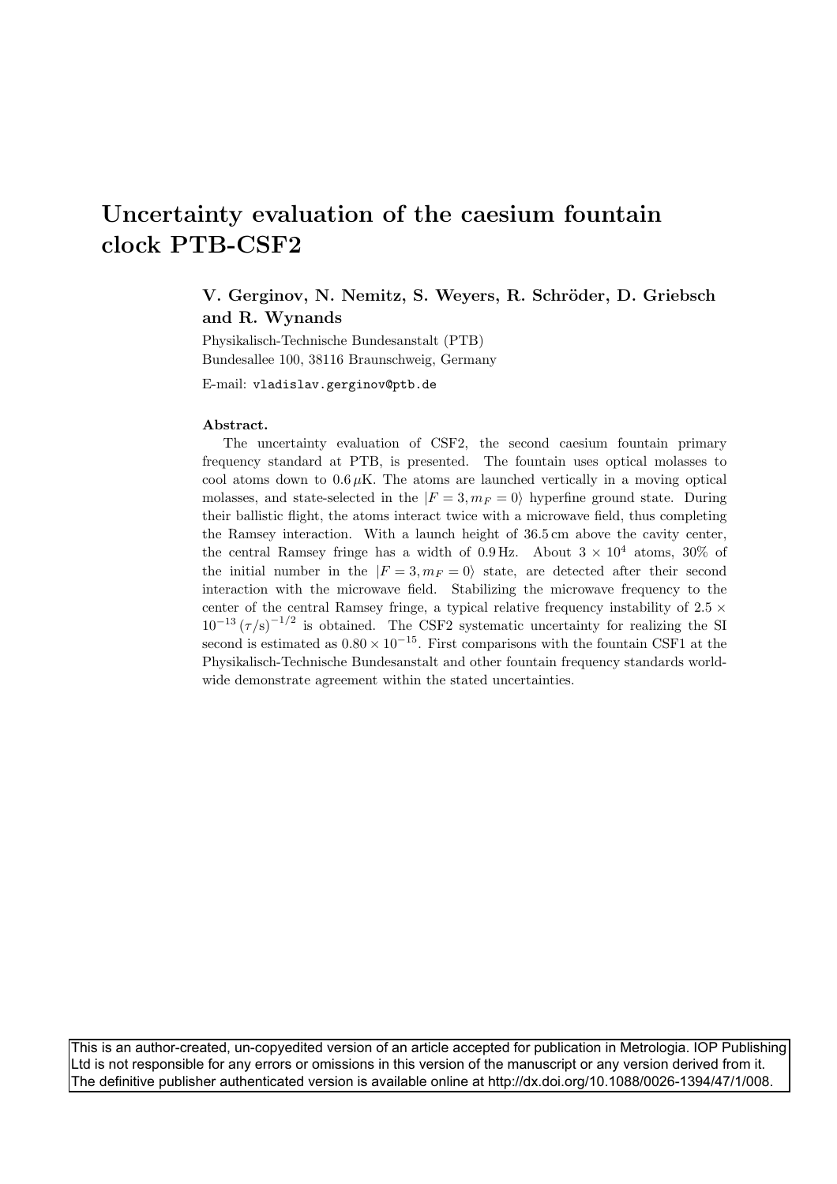# Uncertainty evaluation of the caesium fountain clock PTB-CSF2

**V. Gerginov, N. Nemitz, S. Weyers, R. Schröder, D. Griebsch and R. Wynands**

Physikalisch-Technische Bundesanstalt (PTB)
Bundesallee 100, 38116 Braunschweig, Germany

E-mail: `vladislav.gerginov@ptb.de`

**Abstract.**

The uncertainty evaluation of CSF2, the second caesium fountain primary frequency standard at PTB, is presented. The fountain uses optical molasses to cool atoms down to $0.6\,\mu$K. The atoms are launched vertically in a moving optical molasses, and state-selected in the $|F = 3, m_F = 0\rangle$ hyperfine ground state. During their ballistic flight, the atoms interact twice with a microwave field, thus completing the Ramsey interaction. With a launch height of 36.5 cm above the cavity center, the central Ramsey fringe has a width of 0.9 Hz. About $3 \times 10^4$ atoms, 30% of the initial number in the $|F = 3, m_F = 0\rangle$ state, are detected after their second interaction with the microwave field. Stabilizing the microwave frequency to the center of the central Ramsey fringe, a typical relative frequency instability of $2.5 \times 10^{-13}\,(\tau/\mathrm{s})^{-1/2}$ is obtained. The CSF2 systematic uncertainty for realizing the SI second is estimated as $0.80 \times 10^{-15}$. First comparisons with the fountain CSF1 at the Physikalisch-Technische Bundesanstalt and other fountain frequency standards worldwide demonstrate agreement within the stated uncertainties.

This is an author-created, un-copyedited version of an article accepted for publication in Metrologia. IOP Publishing Ltd is not responsible for any errors or omissions in this version of the manuscript or any version derived from it. The definitive publisher authenticated version is available online at http://dx.doi.org/10.1088/0026-1394/47/1/008.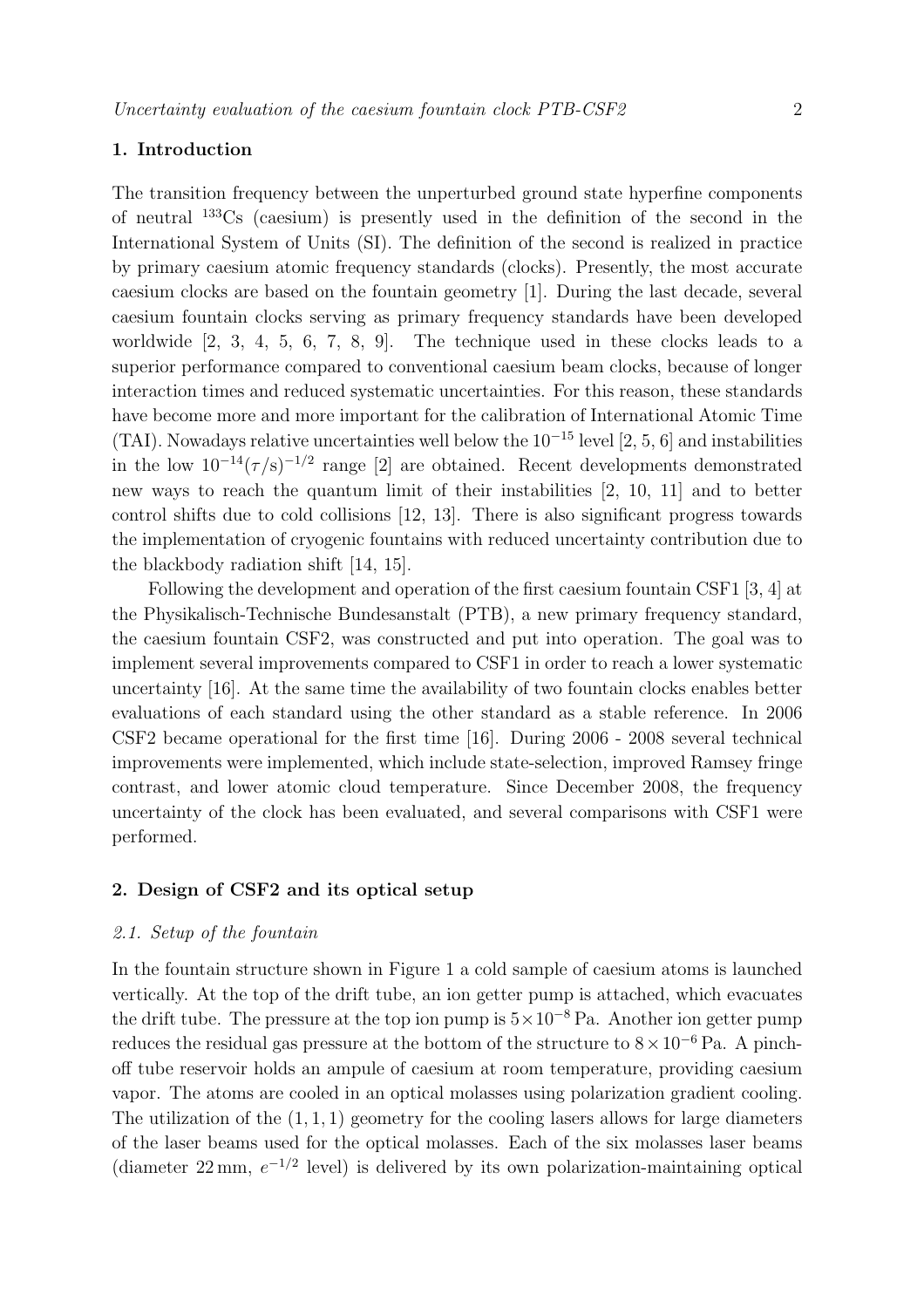## 1. Introduction

The transition frequency between the unperturbed ground state hyperfine components of neutral $^{133}$Cs (caesium) is presently used in the definition of the second in the International System of Units (SI). The definition of the second is realized in practice by primary caesium atomic frequency standards (clocks). Presently, the most accurate caesium clocks are based on the fountain geometry [1]. During the last decade, several caesium fountain clocks serving as primary frequency standards have been developed worldwide [2, 3, 4, 5, 6, 7, 8, 9]. The technique used in these clocks leads to a superior performance compared to conventional caesium beam clocks, because of longer interaction times and reduced systematic uncertainties. For this reason, these standards have become more and more important for the calibration of International Atomic Time (TAI). Nowadays relative uncertainties well below the $10^{-15}$ level [2, 5, 6] and instabilities in the low $10^{-14}(\tau/\mathrm{s})^{-1/2}$ range [2] are obtained. Recent developments demonstrated new ways to reach the quantum limit of their instabilities [2, 10, 11] and to better control shifts due to cold collisions [12, 13]. There is also significant progress towards the implementation of cryogenic fountains with reduced uncertainty contribution due to the blackbody radiation shift [14, 15].

Following the development and operation of the first caesium fountain CSF1 [3, 4] at the Physikalisch-Technische Bundesanstalt (PTB), a new primary frequency standard, the caesium fountain CSF2, was constructed and put into operation. The goal was to implement several improvements compared to CSF1 in order to reach a lower systematic uncertainty [16]. At the same time the availability of two fountain clocks enables better evaluations of each standard using the other standard as a stable reference. In 2006 CSF2 became operational for the first time [16]. During 2006 - 2008 several technical improvements were implemented, which include state-selection, improved Ramsey fringe contrast, and lower atomic cloud temperature. Since December 2008, the frequency uncertainty of the clock has been evaluated, and several comparisons with CSF1 were performed.

## 2. Design of CSF2 and its optical setup

### *2.1. Setup of the fountain*

In the fountain structure shown in Figure 1 a cold sample of caesium atoms is launched vertically. At the top of the drift tube, an ion getter pump is attached, which evacuates the drift tube. The pressure at the top ion pump is $5\times10^{-8}$ Pa. Another ion getter pump reduces the residual gas pressure at the bottom of the structure to $8\times10^{-6}$ Pa. A pinch-off tube reservoir holds an ampule of caesium at room temperature, providing caesium vapor. The atoms are cooled in an optical molasses using polarization gradient cooling. The utilization of the $(1, 1, 1)$ geometry for the cooling lasers allows for large diameters of the laser beams used for the optical molasses. Each of the six molasses laser beams (diameter 22 mm, $e^{-1/2}$ level) is delivered by its own polarization-maintaining optical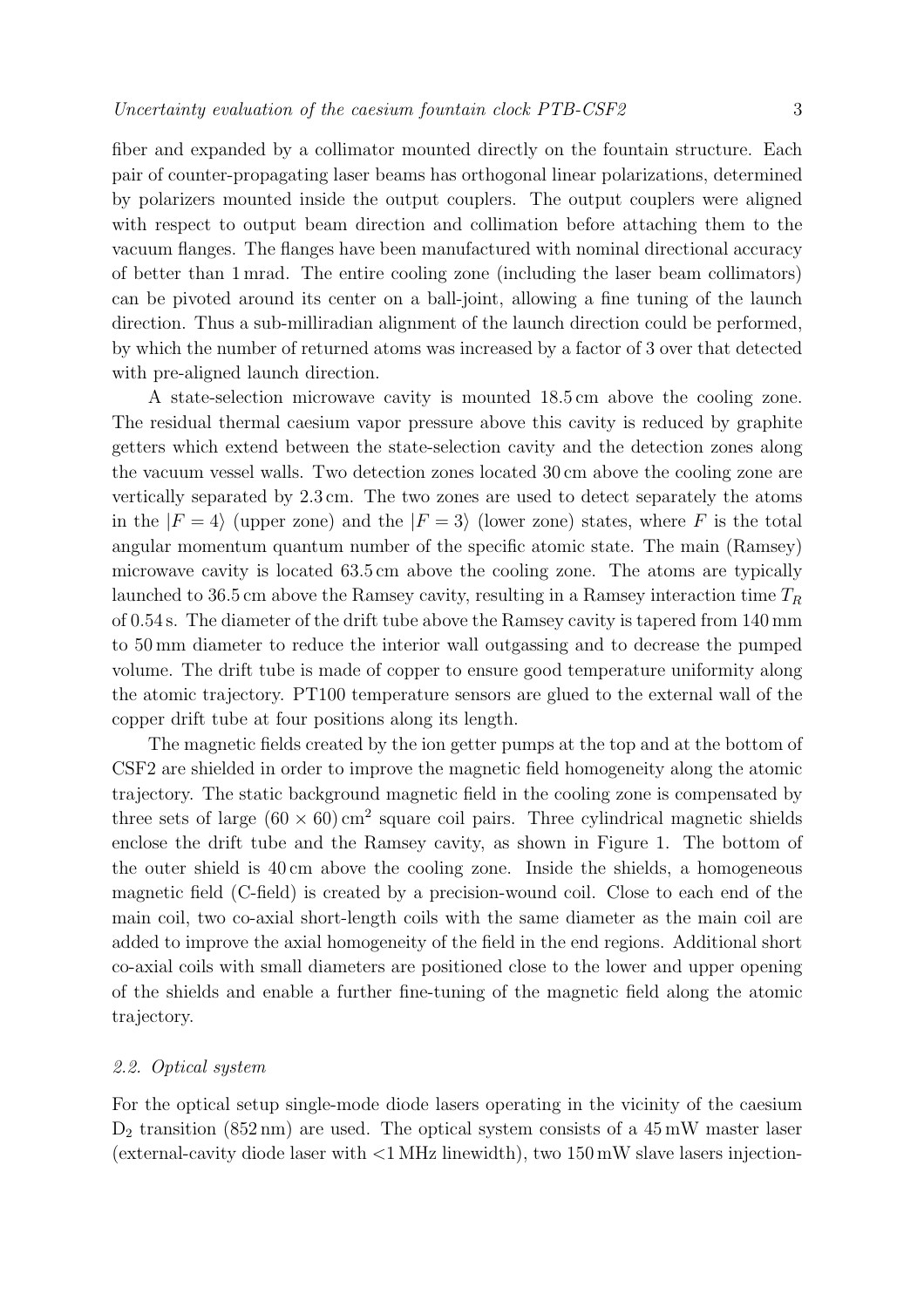fiber and expanded by a collimator mounted directly on the fountain structure. Each pair of counter-propagating laser beams has orthogonal linear polarizations, determined by polarizers mounted inside the output couplers. The output couplers were aligned with respect to output beam direction and collimation before attaching them to the vacuum flanges. The flanges have been manufactured with nominal directional accuracy of better than 1 mrad. The entire cooling zone (including the laser beam collimators) can be pivoted around its center on a ball-joint, allowing a fine tuning of the launch direction. Thus a sub-milliradian alignment of the launch direction could be performed, by which the number of returned atoms was increased by a factor of 3 over that detected with pre-aligned launch direction.

A state-selection microwave cavity is mounted 18.5 cm above the cooling zone. The residual thermal caesium vapor pressure above this cavity is reduced by graphite getters which extend between the state-selection cavity and the detection zones along the vacuum vessel walls. Two detection zones located 30 cm above the cooling zone are vertically separated by 2.3 cm. The two zones are used to detect separately the atoms in the $|F = 4\rangle$ (upper zone) and the $|F = 3\rangle$ (lower zone) states, where $F$ is the total angular momentum quantum number of the specific atomic state. The main (Ramsey) microwave cavity is located 63.5 cm above the cooling zone. The atoms are typically launched to 36.5 cm above the Ramsey cavity, resulting in a Ramsey interaction time $T_R$ of 0.54 s. The diameter of the drift tube above the Ramsey cavity is tapered from 140 mm to 50 mm diameter to reduce the interior wall outgassing and to decrease the pumped volume. The drift tube is made of copper to ensure good temperature uniformity along the atomic trajectory. PT100 temperature sensors are glued to the external wall of the copper drift tube at four positions along its length.

The magnetic fields created by the ion getter pumps at the top and at the bottom of CSF2 are shielded in order to improve the magnetic field homogeneity along the atomic trajectory. The static background magnetic field in the cooling zone is compensated by three sets of large $(60 \times 60)\,\mathrm{cm}^2$ square coil pairs. Three cylindrical magnetic shields enclose the drift tube and the Ramsey cavity, as shown in Figure 1. The bottom of the outer shield is 40 cm above the cooling zone. Inside the shields, a homogeneous magnetic field (C-field) is created by a precision-wound coil. Close to each end of the main coil, two co-axial short-length coils with the same diameter as the main coil are added to improve the axial homogeneity of the field in the end regions. Additional short co-axial coils with small diameters are positioned close to the lower and upper opening of the shields and enable a further fine-tuning of the magnetic field along the atomic trajectory.

### *2.2. Optical system*

For the optical setup single-mode diode lasers operating in the vicinity of the caesium $D_2$ transition (852 nm) are used. The optical system consists of a 45 mW master laser (external-cavity diode laser with <1 MHz linewidth), two 150 mW slave lasers injection-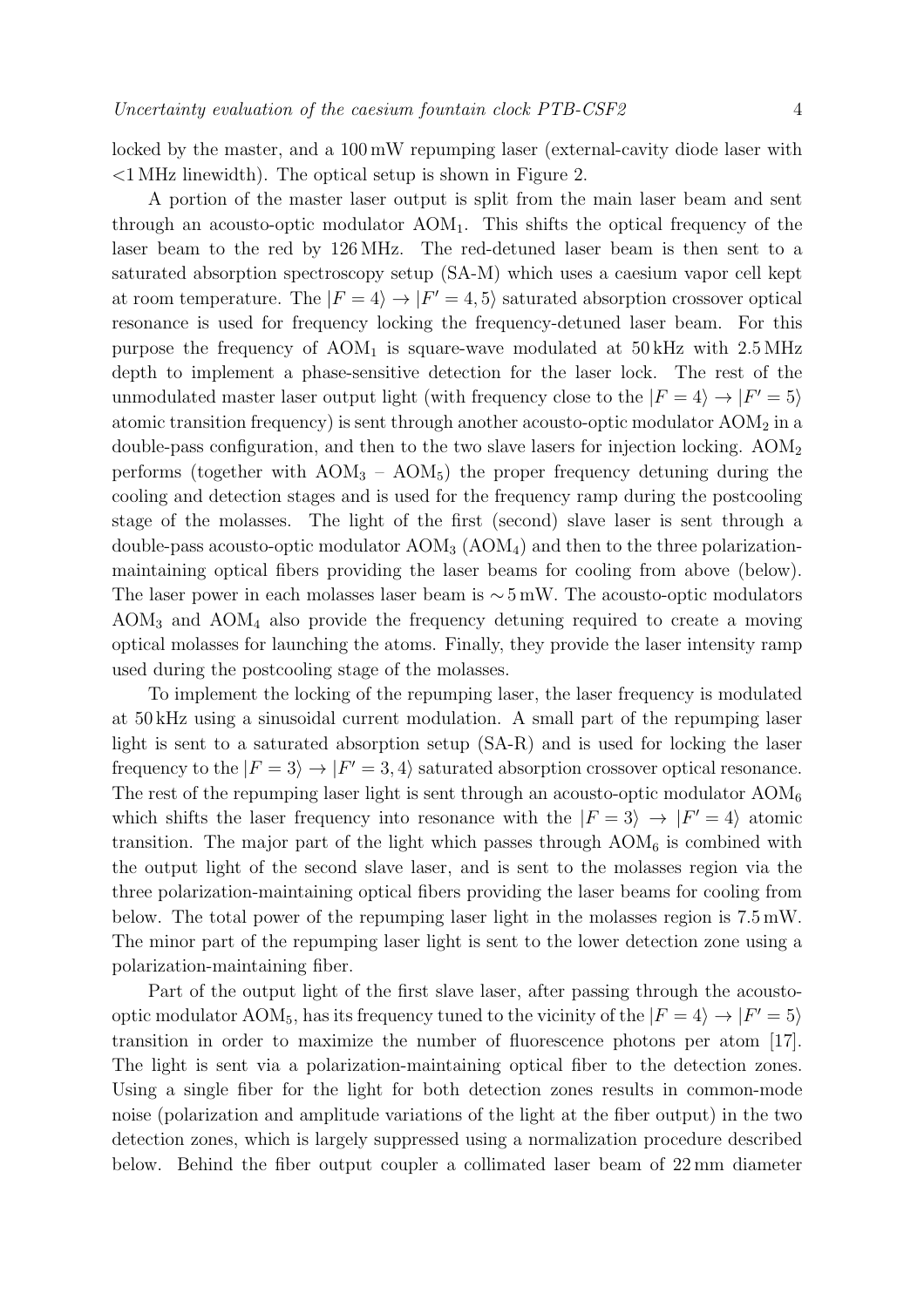locked by the master, and a 100 mW repumping laser (external-cavity diode laser with <1 MHz linewidth). The optical setup is shown in Figure 2.

A portion of the master laser output is split from the main laser beam and sent through an acousto-optic modulator $\mathrm{AOM}_1$. This shifts the optical frequency of the laser beam to the red by 126 MHz. The red-detuned laser beam is then sent to a saturated absorption spectroscopy setup (SA-M) which uses a caesium vapor cell kept at room temperature. The $|F=4\rangle \rightarrow |F'=4,5\rangle$ saturated absorption crossover optical resonance is used for frequency locking the frequency-detuned laser beam. For this purpose the frequency of $\mathrm{AOM}_1$ is square-wave modulated at 50 kHz with 2.5 MHz depth to implement a phase-sensitive detection for the laser lock. The rest of the unmodulated master laser output light (with frequency close to the $|F=4\rangle \rightarrow |F'=5\rangle$ atomic transition frequency) is sent through another acousto-optic modulator $\mathrm{AOM}_2$ in a double-pass configuration, and then to the two slave lasers for injection locking. $\mathrm{AOM}_2$ performs (together with $\mathrm{AOM}_3$ – $\mathrm{AOM}_5$) the proper frequency detuning during the cooling and detection stages and is used for the frequency ramp during the postcooling stage of the molasses. The light of the first (second) slave laser is sent through a double-pass acousto-optic modulator $\mathrm{AOM}_3$ ($\mathrm{AOM}_4$) and then to the three polarization-maintaining optical fibers providing the laser beams for cooling from above (below). The laser power in each molasses laser beam is $\sim 5$ mW. The acousto-optic modulators $\mathrm{AOM}_3$ and $\mathrm{AOM}_4$ also provide the frequency detuning required to create a moving optical molasses for launching the atoms. Finally, they provide the laser intensity ramp used during the postcooling stage of the molasses.

To implement the locking of the repumping laser, the laser frequency is modulated at 50 kHz using a sinusoidal current modulation. A small part of the repumping laser light is sent to a saturated absorption setup (SA-R) and is used for locking the laser frequency to the $|F=3\rangle \rightarrow |F'=3,4\rangle$ saturated absorption crossover optical resonance. The rest of the repumping laser light is sent through an acousto-optic modulator $\mathrm{AOM}_6$ which shifts the laser frequency into resonance with the $|F=3\rangle \rightarrow |F'=4\rangle$ atomic transition. The major part of the light which passes through $\mathrm{AOM}_6$ is combined with the output light of the second slave laser, and is sent to the molasses region via the three polarization-maintaining optical fibers providing the laser beams for cooling from below. The total power of the repumping laser light in the molasses region is 7.5 mW. The minor part of the repumping laser light is sent to the lower detection zone using a polarization-maintaining fiber.

Part of the output light of the first slave laser, after passing through the acousto-optic modulator $\mathrm{AOM}_5$, has its frequency tuned to the vicinity of the $|F=4\rangle \rightarrow |F'=5\rangle$ transition in order to maximize the number of fluorescence photons per atom [17]. The light is sent via a polarization-maintaining optical fiber to the detection zones. Using a single fiber for the light for both detection zones results in common-mode noise (polarization and amplitude variations of the light at the fiber output) in the two detection zones, which is largely suppressed using a normalization procedure described below. Behind the fiber output coupler a collimated laser beam of 22 mm diameter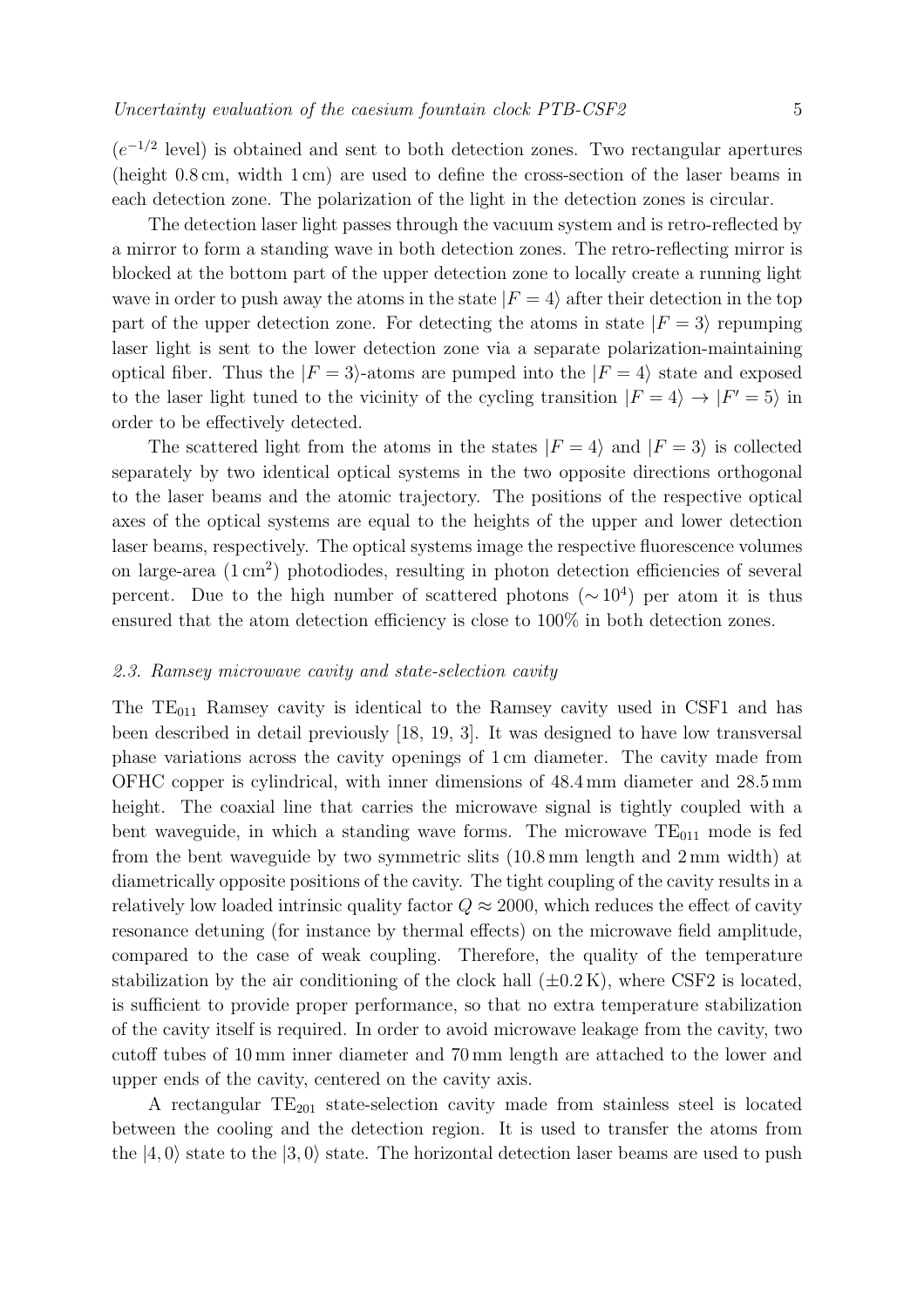($e^{-1/2}$ level) is obtained and sent to both detection zones. Two rectangular apertures (height 0.8 cm, width 1 cm) are used to define the cross-section of the laser beams in each detection zone. The polarization of the light in the detection zones is circular.

The detection laser light passes through the vacuum system and is retro-reflected by a mirror to form a standing wave in both detection zones. The retro-reflecting mirror is blocked at the bottom part of the upper detection zone to locally create a running light wave in order to push away the atoms in the state $|F = 4\rangle$ after their detection in the top part of the upper detection zone. For detecting the atoms in state $|F = 3\rangle$ repumping laser light is sent to the lower detection zone via a separate polarization-maintaining optical fiber. Thus the $|F = 3\rangle$-atoms are pumped into the $|F = 4\rangle$ state and exposed to the laser light tuned to the vicinity of the cycling transition $|F = 4\rangle \rightarrow |F' = 5\rangle$ in order to be effectively detected.

The scattered light from the atoms in the states $|F = 4\rangle$ and $|F = 3\rangle$ is collected separately by two identical optical systems in the two opposite directions orthogonal to the laser beams and the atomic trajectory. The positions of the respective optical axes of the optical systems are equal to the heights of the upper and lower detection laser beams, respectively. The optical systems image the respective fluorescence volumes on large-area ($1\,\text{cm}^2$) photodiodes, resulting in photon detection efficiencies of several percent. Due to the high number of scattered photons ($\sim 10^4$) per atom it is thus ensured that the atom detection efficiency is close to 100% in both detection zones.

### *2.3. Ramsey microwave cavity and state-selection cavity*

The $\text{TE}_{011}$ Ramsey cavity is identical to the Ramsey cavity used in CSF1 and has been described in detail previously [18, 19, 3]. It was designed to have low transversal phase variations across the cavity openings of 1 cm diameter. The cavity made from OFHC copper is cylindrical, with inner dimensions of 48.4 mm diameter and 28.5 mm height. The coaxial line that carries the microwave signal is tightly coupled with a bent waveguide, in which a standing wave forms. The microwave $\text{TE}_{011}$ mode is fed from the bent waveguide by two symmetric slits (10.8 mm length and 2 mm width) at diametrically opposite positions of the cavity. The tight coupling of the cavity results in a relatively low loaded intrinsic quality factor $Q \approx 2000$, which reduces the effect of cavity resonance detuning (for instance by thermal effects) on the microwave field amplitude, compared to the case of weak coupling. Therefore, the quality of the temperature stabilization by the air conditioning of the clock hall ($\pm 0.2\,\text{K}$), where CSF2 is located, is sufficient to provide proper performance, so that no extra temperature stabilization of the cavity itself is required. In order to avoid microwave leakage from the cavity, two cutoff tubes of 10 mm inner diameter and 70 mm length are attached to the lower and upper ends of the cavity, centered on the cavity axis.

A rectangular $\text{TE}_{201}$ state-selection cavity made from stainless steel is located between the cooling and the detection region. It is used to transfer the atoms from the $|4, 0\rangle$ state to the $|3, 0\rangle$ state. The horizontal detection laser beams are used to push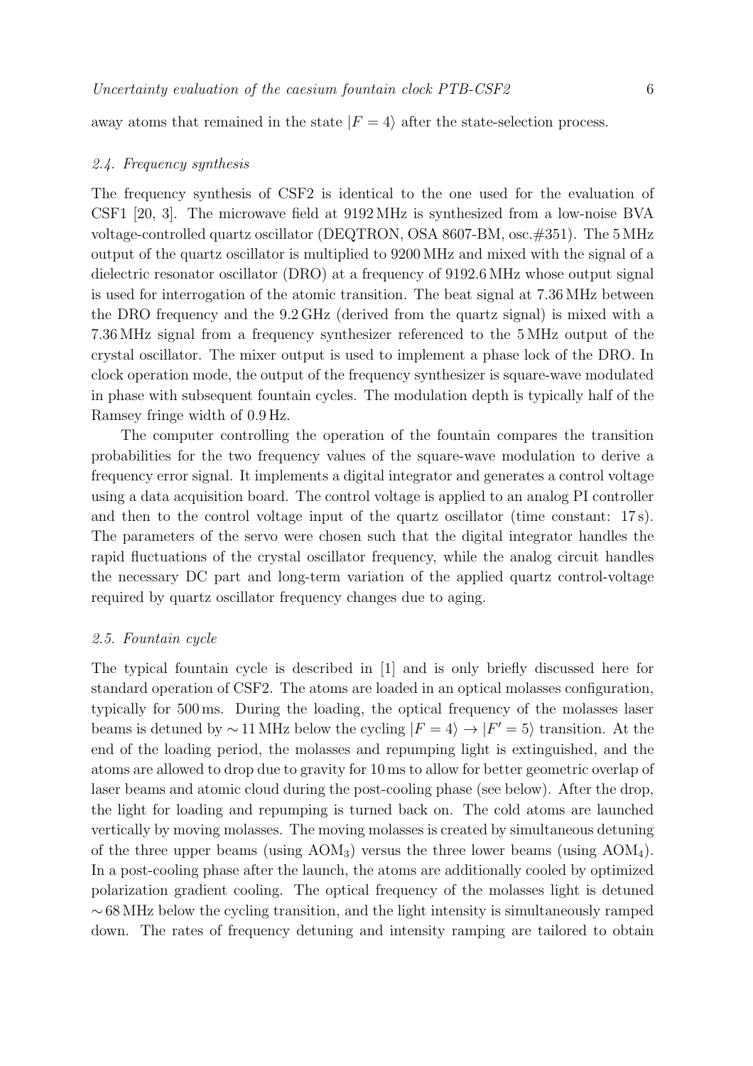away atoms that remained in the state $|F = 4\rangle$ after the state-selection process.

### *2.4. Frequency synthesis*

The frequency synthesis of CSF2 is identical to the one used for the evaluation of CSF1 [20, 3]. The microwave field at 9192 MHz is synthesized from a low-noise BVA voltage-controlled quartz oscillator (DEQTRON, OSA 8607-BM, osc.#351). The 5 MHz output of the quartz oscillator is multiplied to 9200 MHz and mixed with the signal of a dielectric resonator oscillator (DRO) at a frequency of 9192.6 MHz whose output signal is used for interrogation of the atomic transition. The beat signal at 7.36 MHz between the DRO frequency and the 9.2 GHz (derived from the quartz signal) is mixed with a 7.36 MHz signal from a frequency synthesizer referenced to the 5 MHz output of the crystal oscillator. The mixer output is used to implement a phase lock of the DRO. In clock operation mode, the output of the frequency synthesizer is square-wave modulated in phase with subsequent fountain cycles. The modulation depth is typically half of the Ramsey fringe width of 0.9 Hz.

The computer controlling the operation of the fountain compares the transition probabilities for the two frequency values of the square-wave modulation to derive a frequency error signal. It implements a digital integrator and generates a control voltage using a data acquisition board. The control voltage is applied to an analog PI controller and then to the control voltage input of the quartz oscillator (time constant: 17 s). The parameters of the servo were chosen such that the digital integrator handles the rapid fluctuations of the crystal oscillator frequency, while the analog circuit handles the necessary DC part and long-term variation of the applied quartz control-voltage required by quartz oscillator frequency changes due to aging.

### *2.5. Fountain cycle*

The typical fountain cycle is described in [1] and is only briefly discussed here for standard operation of CSF2. The atoms are loaded in an optical molasses configuration, typically for 500 ms. During the loading, the optical frequency of the molasses laser beams is detuned by $\sim 11$ MHz below the cycling $|F = 4\rangle \rightarrow |F' = 5\rangle$ transition. At the end of the loading period, the molasses and repumping light is extinguished, and the atoms are allowed to drop due to gravity for 10 ms to allow for better geometric overlap of laser beams and atomic cloud during the post-cooling phase (see below). After the drop, the light for loading and repumping is turned back on. The cold atoms are launched vertically by moving molasses. The moving molasses is created by simultaneous detuning of the three upper beams (using $AOM_3$) versus the three lower beams (using $AOM_4$). In a post-cooling phase after the launch, the atoms are additionally cooled by optimized polarization gradient cooling. The optical frequency of the molasses light is detuned $\sim 68$ MHz below the cycling transition, and the light intensity is simultaneously ramped down. The rates of frequency detuning and intensity ramping are tailored to obtain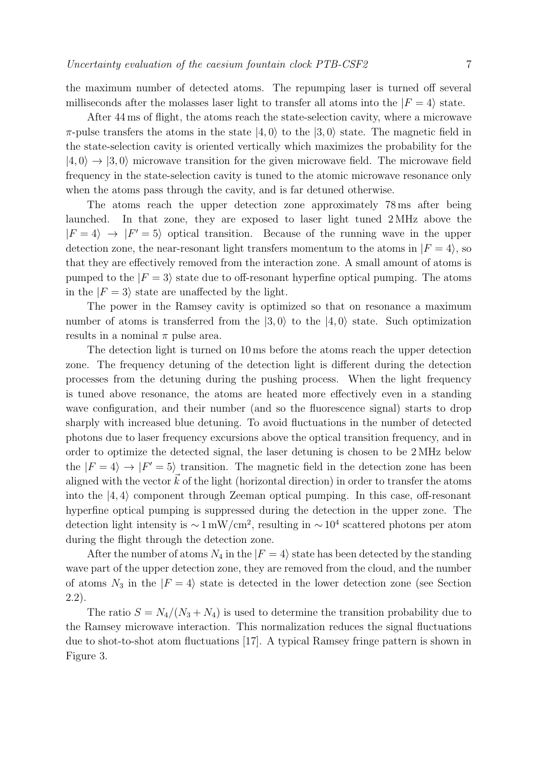the maximum number of detected atoms. The repumping laser is turned off several milliseconds after the molasses laser light to transfer all atoms into the $|F = 4\rangle$ state.

After 44 ms of flight, the atoms reach the state-selection cavity, where a microwave $\pi$-pulse transfers the atoms in the state $|4, 0\rangle$ to the $|3, 0\rangle$ state. The magnetic field in the state-selection cavity is oriented vertically which maximizes the probability for the $|4, 0\rangle \rightarrow |3, 0\rangle$ microwave transition for the given microwave field. The microwave field frequency in the state-selection cavity is tuned to the atomic microwave resonance only when the atoms pass through the cavity, and is far detuned otherwise.

The atoms reach the upper detection zone approximately 78 ms after being launched. In that zone, they are exposed to laser light tuned 2 MHz above the $|F = 4\rangle \rightarrow |F' = 5\rangle$ optical transition. Because of the running wave in the upper detection zone, the near-resonant light transfers momentum to the atoms in $|F = 4\rangle$, so that they are effectively removed from the interaction zone. A small amount of atoms is pumped to the $|F = 3\rangle$ state due to off-resonant hyperfine optical pumping. The atoms in the $|F = 3\rangle$ state are unaffected by the light.

The power in the Ramsey cavity is optimized so that on resonance a maximum number of atoms is transferred from the $|3, 0\rangle$ to the $|4, 0\rangle$ state. Such optimization results in a nominal $\pi$ pulse area.

The detection light is turned on 10 ms before the atoms reach the upper detection zone. The frequency detuning of the detection light is different during the detection processes from the detuning during the pushing process. When the light frequency is tuned above resonance, the atoms are heated more effectively even in a standing wave configuration, and their number (and so the fluorescence signal) starts to drop sharply with increased blue detuning. To avoid fluctuations in the number of detected photons due to laser frequency excursions above the optical transition frequency, and in order to optimize the detected signal, the laser detuning is chosen to be 2 MHz below the $|F = 4\rangle \rightarrow |F' = 5\rangle$ transition. The magnetic field in the detection zone has been aligned with the vector $\vec{k}$ of the light (horizontal direction) in order to transfer the atoms into the $|4, 4\rangle$ component through Zeeman optical pumping. In this case, off-resonant hyperfine optical pumping is suppressed during the detection in the upper zone. The detection light intensity is $\sim 1\,\mathrm{mW/cm^2}$, resulting in $\sim 10^4$ scattered photons per atom during the flight through the detection zone.

After the number of atoms $N_4$ in the $|F = 4\rangle$ state has been detected by the standing wave part of the upper detection zone, they are removed from the cloud, and the number of atoms $N_3$ in the $|F = 4\rangle$ state is detected in the lower detection zone (see Section 2.2).

The ratio $S = N_4/(N_3 + N_4)$ is used to determine the transition probability due to the Ramsey microwave interaction. This normalization reduces the signal fluctuations due to shot-to-shot atom fluctuations [17]. A typical Ramsey fringe pattern is shown in Figure 3.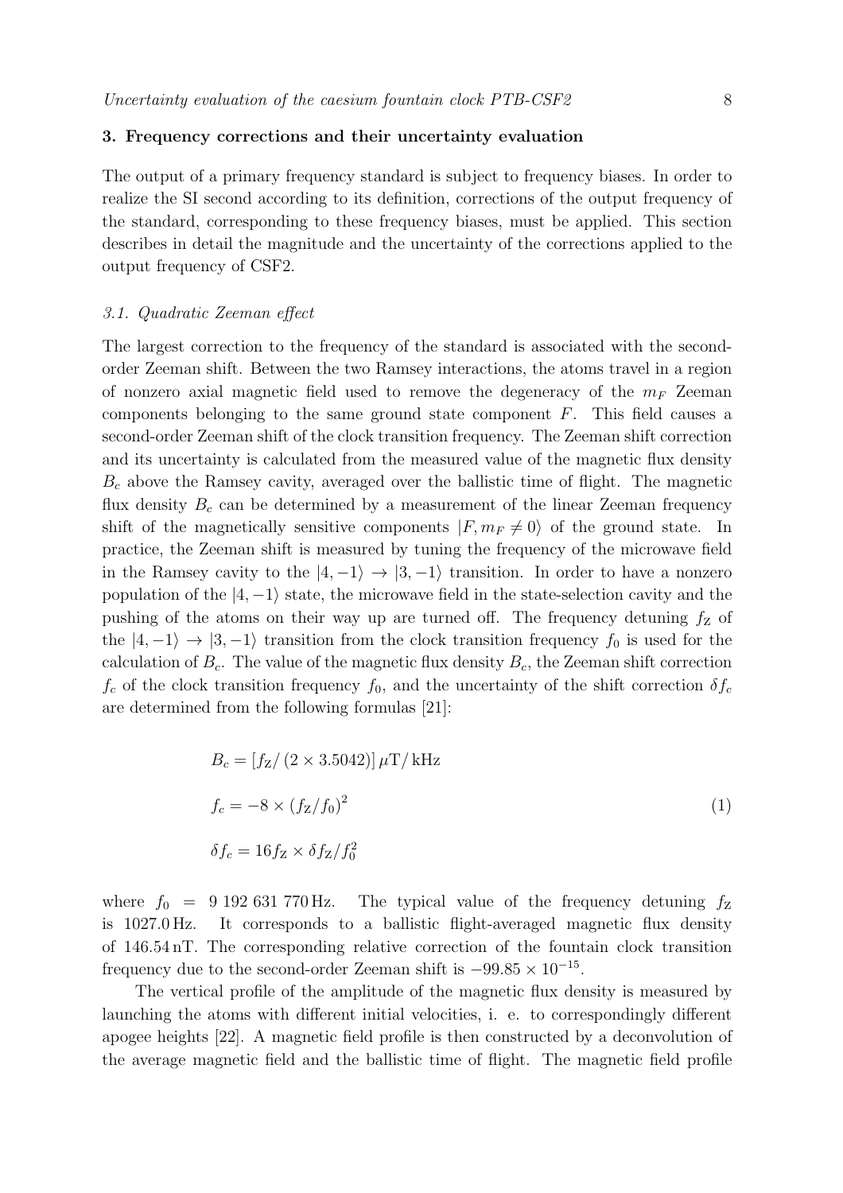## 3. Frequency corrections and their uncertainty evaluation

The output of a primary frequency standard is subject to frequency biases. In order to realize the SI second according to its definition, corrections of the output frequency of the standard, corresponding to these frequency biases, must be applied. This section describes in detail the magnitude and the uncertainty of the corrections applied to the output frequency of CSF2.

### *3.1. Quadratic Zeeman effect*

The largest correction to the frequency of the standard is associated with the second-order Zeeman shift. Between the two Ramsey interactions, the atoms travel in a region of nonzero axial magnetic field used to remove the degeneracy of the $m_F$ Zeeman components belonging to the same ground state component $F$. This field causes a second-order Zeeman shift of the clock transition frequency. The Zeeman shift correction and its uncertainty is calculated from the measured value of the magnetic flux density $B_c$ above the Ramsey cavity, averaged over the ballistic time of flight. The magnetic flux density $B_c$ can be determined by a measurement of the linear Zeeman frequency shift of the magnetically sensitive components $|F, m_F \neq 0\rangle$ of the ground state. In practice, the Zeeman shift is measured by tuning the frequency of the microwave field in the Ramsey cavity to the $|4, -1\rangle \rightarrow |3, -1\rangle$ transition. In order to have a nonzero population of the $|4, -1\rangle$ state, the microwave field in the state-selection cavity and the pushing of the atoms on their way up are turned off. The frequency detuning $f_Z$ of the $|4, -1\rangle \rightarrow |3, -1\rangle$ transition from the clock transition frequency $f_0$ is used for the calculation of $B_c$. The value of the magnetic flux density $B_c$, the Zeeman shift correction $f_c$ of the clock transition frequency $f_0$, and the uncertainty of the shift correction $\delta f_c$ are determined from the following formulas [21]:

$$
\begin{aligned}
&B_c = [f_Z / (2 \times 3.5042)]\, \mu\mathrm{T/\,kHz} \\
&f_c = -8 \times (f_Z/f_0)^2 \qquad\qquad (1) \\
&\delta f_c = 16 f_Z \times \delta f_Z / f_0^2
\end{aligned}
$$

where $f_0 = 9\,192\,631\,770\,\mathrm{Hz}$. The typical value of the frequency detuning $f_Z$ is 1027.0 Hz. It corresponds to a ballistic flight-averaged magnetic flux density of 146.54 nT. The corresponding relative correction of the fountain clock transition frequency due to the second-order Zeeman shift is $-99.85 \times 10^{-15}$.

The vertical profile of the amplitude of the magnetic flux density is measured by launching the atoms with different initial velocities, i. e. to correspondingly different apogee heights [22]. A magnetic field profile is then constructed by a deconvolution of the average magnetic field and the ballistic time of flight. The magnetic field profile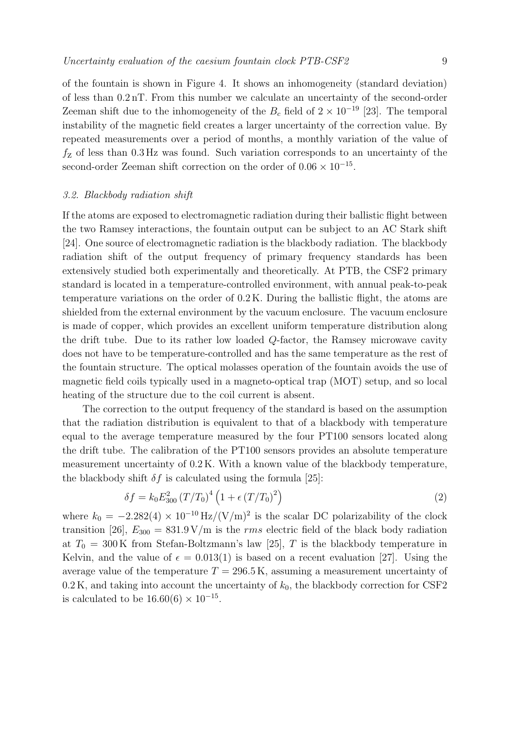of the fountain is shown in Figure 4. It shows an inhomogeneity (standard deviation) of less than 0.2 nT. From this number we calculate an uncertainty of the second-order Zeeman shift due to the inhomogeneity of the $B_c$ field of $2 \times 10^{-19}$ [23]. The temporal instability of the magnetic field creates a larger uncertainty of the correction value. By repeated measurements over a period of months, a monthly variation of the value of $f_Z$ of less than 0.3 Hz was found. Such variation corresponds to an uncertainty of the second-order Zeeman shift correction on the order of $0.06 \times 10^{-15}$.

### *3.2. Blackbody radiation shift*

If the atoms are exposed to electromagnetic radiation during their ballistic flight between the two Ramsey interactions, the fountain output can be subject to an AC Stark shift [24]. One source of electromagnetic radiation is the blackbody radiation. The blackbody radiation shift of the output frequency of primary frequency standards has been extensively studied both experimentally and theoretically. At PTB, the CSF2 primary standard is located in a temperature-controlled environment, with annual peak-to-peak temperature variations on the order of 0.2 K. During the ballistic flight, the atoms are shielded from the external environment by the vacuum enclosure. The vacuum enclosure is made of copper, which provides an excellent uniform temperature distribution along the drift tube. Due to its rather low loaded $Q$-factor, the Ramsey microwave cavity does not have to be temperature-controlled and has the same temperature as the rest of the fountain structure. The optical molasses operation of the fountain avoids the use of magnetic field coils typically used in a magneto-optical trap (MOT) setup, and so local heating of the structure due to the coil current is absent.

The correction to the output frequency of the standard is based on the assumption that the radiation distribution is equivalent to that of a blackbody with temperature equal to the average temperature measured by the four PT100 sensors located along the drift tube. The calibration of the PT100 sensors provides an absolute temperature measurement uncertainty of 0.2 K. With a known value of the blackbody temperature, the blackbody shift $\delta f$ is calculated using the formula [25]:

$$\delta f = k_0 E_{300}^2 \left(T/T_0\right)^4 \left(1 + \epsilon \left(T/T_0\right)^2\right) \tag{2}$$

where $k_0 = -2.282(4) \times 10^{-10}\,\mathrm{Hz/(V/m)^2}$ is the scalar DC polarizability of the clock transition [26], $E_{300} = 831.9\,\mathrm{V/m}$ is the *rms* electric field of the black body radiation at $T_0 = 300\,\mathrm{K}$ from Stefan-Boltzmann's law [25], $T$ is the blackbody temperature in Kelvin, and the value of $\epsilon = 0.013(1)$ is based on a recent evaluation [27]. Using the average value of the temperature $T = 296.5\,\mathrm{K}$, assuming a measurement uncertainty of 0.2 K, and taking into account the uncertainty of $k_0$, the blackbody correction for CSF2 is calculated to be $16.60(6) \times 10^{-15}$.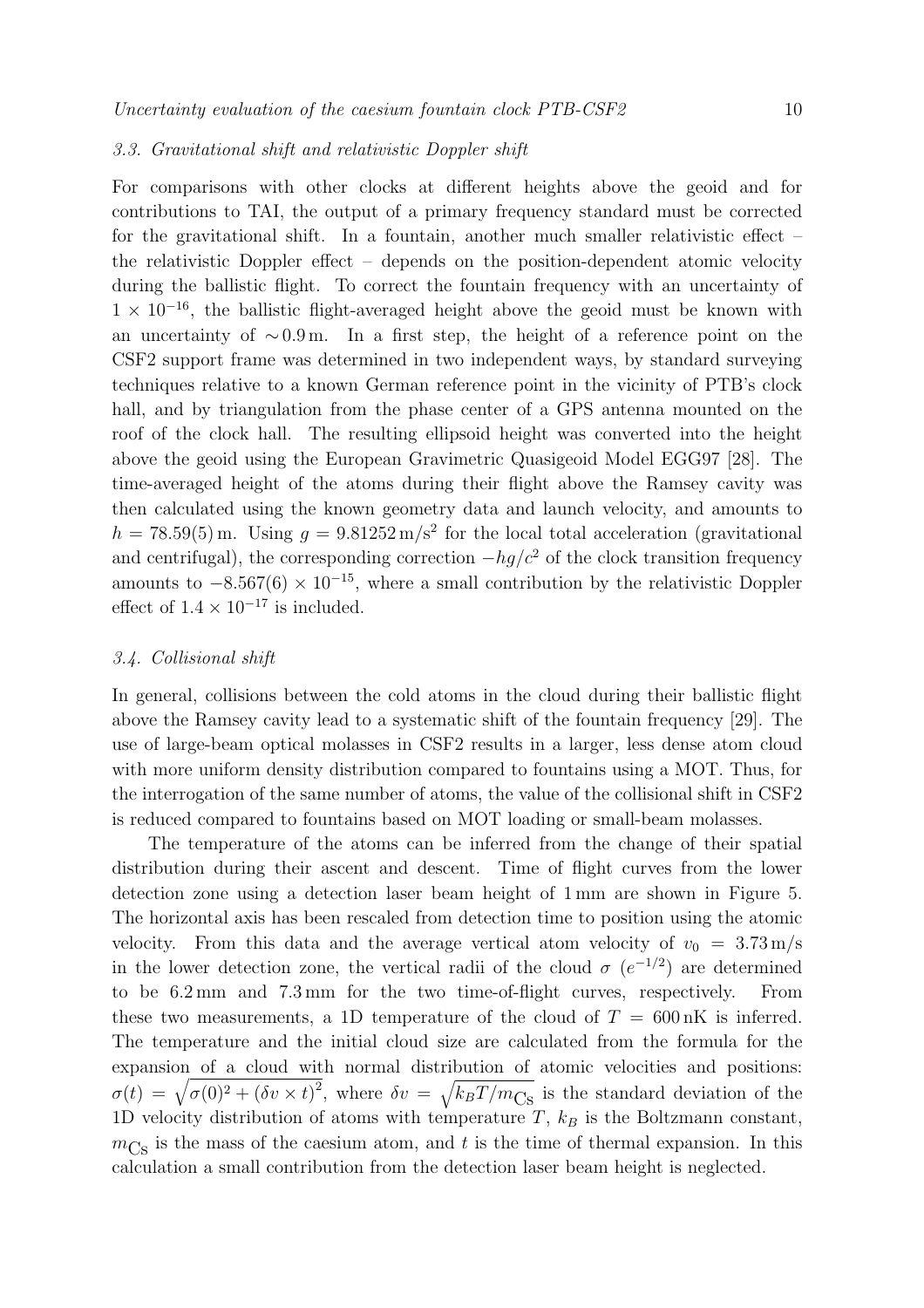### 3.3. Gravitational shift and relativistic Doppler shift

For comparisons with other clocks at different heights above the geoid and for contributions to TAI, the output of a primary frequency standard must be corrected for the gravitational shift. In a fountain, another much smaller relativistic effect – the relativistic Doppler effect – depends on the position-dependent atomic velocity during the ballistic flight. To correct the fountain frequency with an uncertainty of $1 \times 10^{-16}$, the ballistic flight-averaged height above the geoid must be known with an uncertainty of $\sim 0.9\,\mathrm{m}$. In a first step, the height of a reference point on the CSF2 support frame was determined in two independent ways, by standard surveying techniques relative to a known German reference point in the vicinity of PTB's clock hall, and by triangulation from the phase center of a GPS antenna mounted on the roof of the clock hall. The resulting ellipsoid height was converted into the height above the geoid using the European Gravimetric Quasigeoid Model EGG97 [28]. The time-averaged height of the atoms during their flight above the Ramsey cavity was then calculated using the known geometry data and launch velocity, and amounts to $h = 78.59(5)\,\mathrm{m}$. Using $g = 9.81252\,\mathrm{m/s^2}$ for the local total acceleration (gravitational and centrifugal), the corresponding correction $-hg/c^2$ of the clock transition frequency amounts to $-8.567(6) \times 10^{-15}$, where a small contribution by the relativistic Doppler effect of $1.4 \times 10^{-17}$ is included.

### 3.4. Collisional shift

In general, collisions between the cold atoms in the cloud during their ballistic flight above the Ramsey cavity lead to a systematic shift of the fountain frequency [29]. The use of large-beam optical molasses in CSF2 results in a larger, less dense atom cloud with more uniform density distribution compared to fountains using a MOT. Thus, for the interrogation of the same number of atoms, the value of the collisional shift in CSF2 is reduced compared to fountains based on MOT loading or small-beam molasses.

The temperature of the atoms can be inferred from the change of their spatial distribution during their ascent and descent. Time of flight curves from the lower detection zone using a detection laser beam height of 1 mm are shown in Figure 5. The horizontal axis has been rescaled from detection time to position using the atomic velocity. From this data and the average vertical atom velocity of $v_0 = 3.73\,\mathrm{m/s}$ in the lower detection zone, the vertical radii of the cloud $\sigma$ ($e^{-1/2}$) are determined to be 6.2 mm and 7.3 mm for the two time-of-flight curves, respectively. From these two measurements, a 1D temperature of the cloud of $T = 600\,\mathrm{nK}$ is inferred. The temperature and the initial cloud size are calculated from the formula for the expansion of a cloud with normal distribution of atomic velocities and positions: $\sigma(t) = \sqrt{\sigma(0)^2 + (\delta v \times t)^2}$, where $\delta v = \sqrt{k_B T / m_{\mathrm{Cs}}}$ is the standard deviation of the 1D velocity distribution of atoms with temperature $T$, $k_B$ is the Boltzmann constant, $m_{\mathrm{Cs}}$ is the mass of the caesium atom, and $t$ is the time of thermal expansion. In this calculation a small contribution from the detection laser beam height is neglected.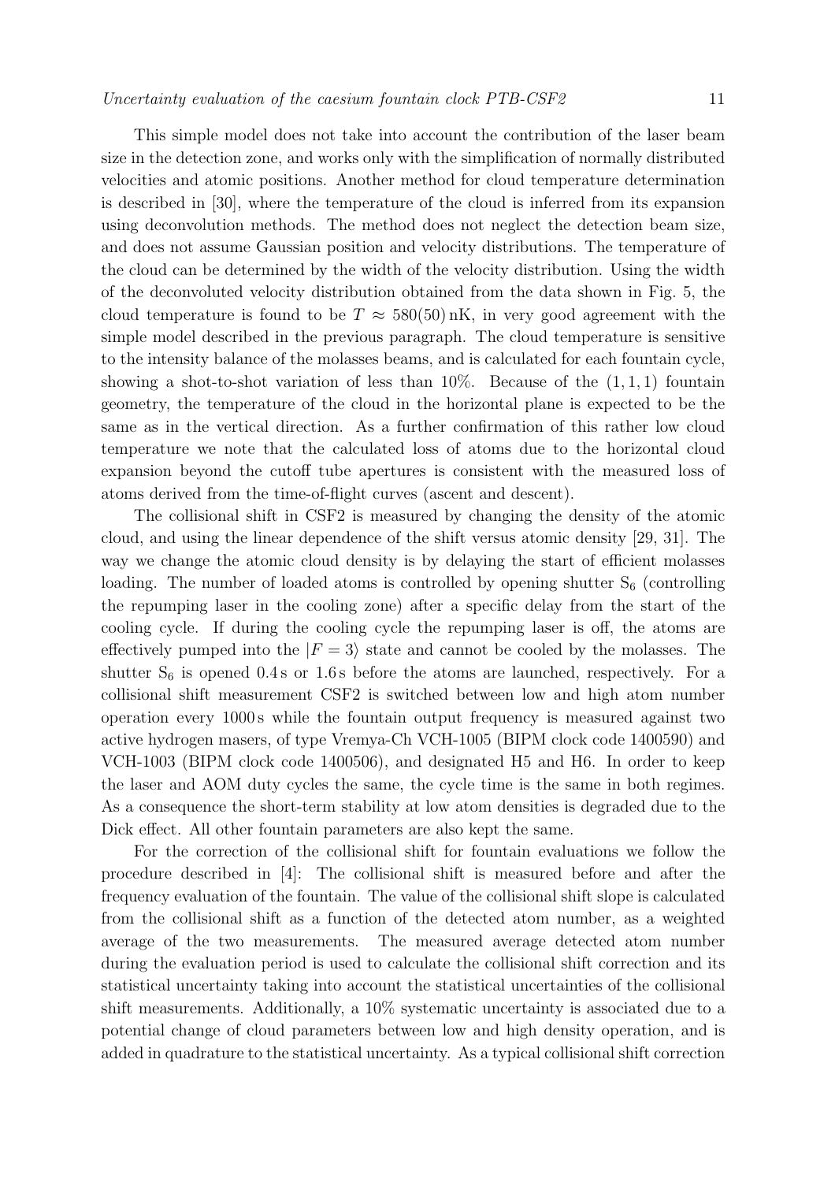This simple model does not take into account the contribution of the laser beam size in the detection zone, and works only with the simplification of normally distributed velocities and atomic positions. Another method for cloud temperature determination is described in [30], where the temperature of the cloud is inferred from its expansion using deconvolution methods. The method does not neglect the detection beam size, and does not assume Gaussian position and velocity distributions. The temperature of the cloud can be determined by the width of the velocity distribution. Using the width of the deconvoluted velocity distribution obtained from the data shown in Fig. 5, the cloud temperature is found to be $T \approx 580(50)\,\mathrm{nK}$, in very good agreement with the simple model described in the previous paragraph. The cloud temperature is sensitive to the intensity balance of the molasses beams, and is calculated for each fountain cycle, showing a shot-to-shot variation of less than 10%. Because of the $(1, 1, 1)$ fountain geometry, the temperature of the cloud in the horizontal plane is expected to be the same as in the vertical direction. As a further confirmation of this rather low cloud temperature we note that the calculated loss of atoms due to the horizontal cloud expansion beyond the cutoff tube apertures is consistent with the measured loss of atoms derived from the time-of-flight curves (ascent and descent).

The collisional shift in CSF2 is measured by changing the density of the atomic cloud, and using the linear dependence of the shift versus atomic density [29, 31]. The way we change the atomic cloud density is by delaying the start of efficient molasses loading. The number of loaded atoms is controlled by opening shutter $S_6$ (controlling the repumping laser in the cooling zone) after a specific delay from the start of the cooling cycle. If during the cooling cycle the repumping laser is off, the atoms are effectively pumped into the $|F = 3\rangle$ state and cannot be cooled by the molasses. The shutter $S_6$ is opened 0.4 s or 1.6 s before the atoms are launched, respectively. For a collisional shift measurement CSF2 is switched between low and high atom number operation every 1000 s while the fountain output frequency is measured against two active hydrogen masers, of type Vremya-Ch VCH-1005 (BIPM clock code 1400590) and VCH-1003 (BIPM clock code 1400506), and designated H5 and H6. In order to keep the laser and AOM duty cycles the same, the cycle time is the same in both regimes. As a consequence the short-term stability at low atom densities is degraded due to the Dick effect. All other fountain parameters are also kept the same.

For the correction of the collisional shift for fountain evaluations we follow the procedure described in [4]: The collisional shift is measured before and after the frequency evaluation of the fountain. The value of the collisional shift slope is calculated from the collisional shift as a function of the detected atom number, as a weighted average of the two measurements. The measured average detected atom number during the evaluation period is used to calculate the collisional shift correction and its statistical uncertainty taking into account the statistical uncertainties of the collisional shift measurements. Additionally, a 10% systematic uncertainty is associated due to a potential change of cloud parameters between low and high density operation, and is added in quadrature to the statistical uncertainty. As a typical collisional shift correction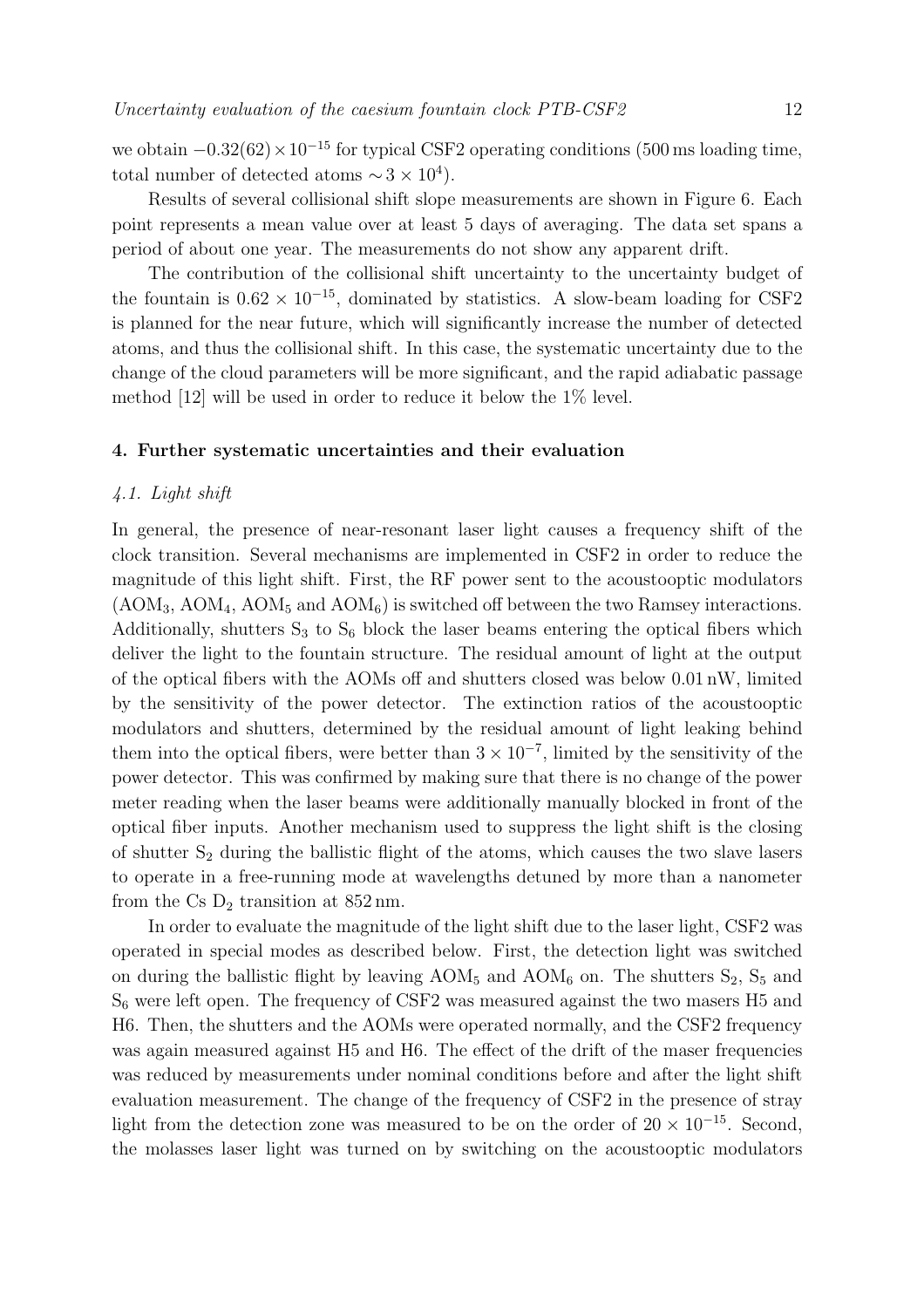we obtain $-0.32(62) \times 10^{-15}$ for typical CSF2 operating conditions (500 ms loading time, total number of detected atoms $\sim 3 \times 10^4$).

Results of several collisional shift slope measurements are shown in Figure 6. Each point represents a mean value over at least 5 days of averaging. The data set spans a period of about one year. The measurements do not show any apparent drift.

The contribution of the collisional shift uncertainty to the uncertainty budget of the fountain is $0.62 \times 10^{-15}$, dominated by statistics. A slow-beam loading for CSF2 is planned for the near future, which will significantly increase the number of detected atoms, and thus the collisional shift. In this case, the systematic uncertainty due to the change of the cloud parameters will be more significant, and the rapid adiabatic passage method [12] will be used in order to reduce it below the 1% level.

## 4. Further systematic uncertainties and their evaluation

### *4.1. Light shift*

In general, the presence of near-resonant laser light causes a frequency shift of the clock transition. Several mechanisms are implemented in CSF2 in order to reduce the magnitude of this light shift. First, the RF power sent to the acoustooptic modulators ($AOM_3$, $AOM_4$, $AOM_5$ and $AOM_6$) is switched off between the two Ramsey interactions. Additionally, shutters $S_3$ to $S_6$ block the laser beams entering the optical fibers which deliver the light to the fountain structure. The residual amount of light at the output of the optical fibers with the AOMs off and shutters closed was below 0.01 nW, limited by the sensitivity of the power detector. The extinction ratios of the acoustooptic modulators and shutters, determined by the residual amount of light leaking behind them into the optical fibers, were better than $3 \times 10^{-7}$, limited by the sensitivity of the power detector. This was confirmed by making sure that there is no change of the power meter reading when the laser beams were additionally manually blocked in front of the optical fiber inputs. Another mechanism used to suppress the light shift is the closing of shutter $S_2$ during the ballistic flight of the atoms, which causes the two slave lasers to operate in a free-running mode at wavelengths detuned by more than a nanometer from the Cs $D_2$ transition at 852 nm.

In order to evaluate the magnitude of the light shift due to the laser light, CSF2 was operated in special modes as described below. First, the detection light was switched on during the ballistic flight by leaving $AOM_5$ and $AOM_6$ on. The shutters $S_2$, $S_5$ and $S_6$ were left open. The frequency of CSF2 was measured against the two masers H5 and H6. Then, the shutters and the AOMs were operated normally, and the CSF2 frequency was again measured against H5 and H6. The effect of the drift of the maser frequencies was reduced by measurements under nominal conditions before and after the light shift evaluation measurement. The change of the frequency of CSF2 in the presence of stray light from the detection zone was measured to be on the order of $20 \times 10^{-15}$. Second, the molasses laser light was turned on by switching on the acoustooptic modulators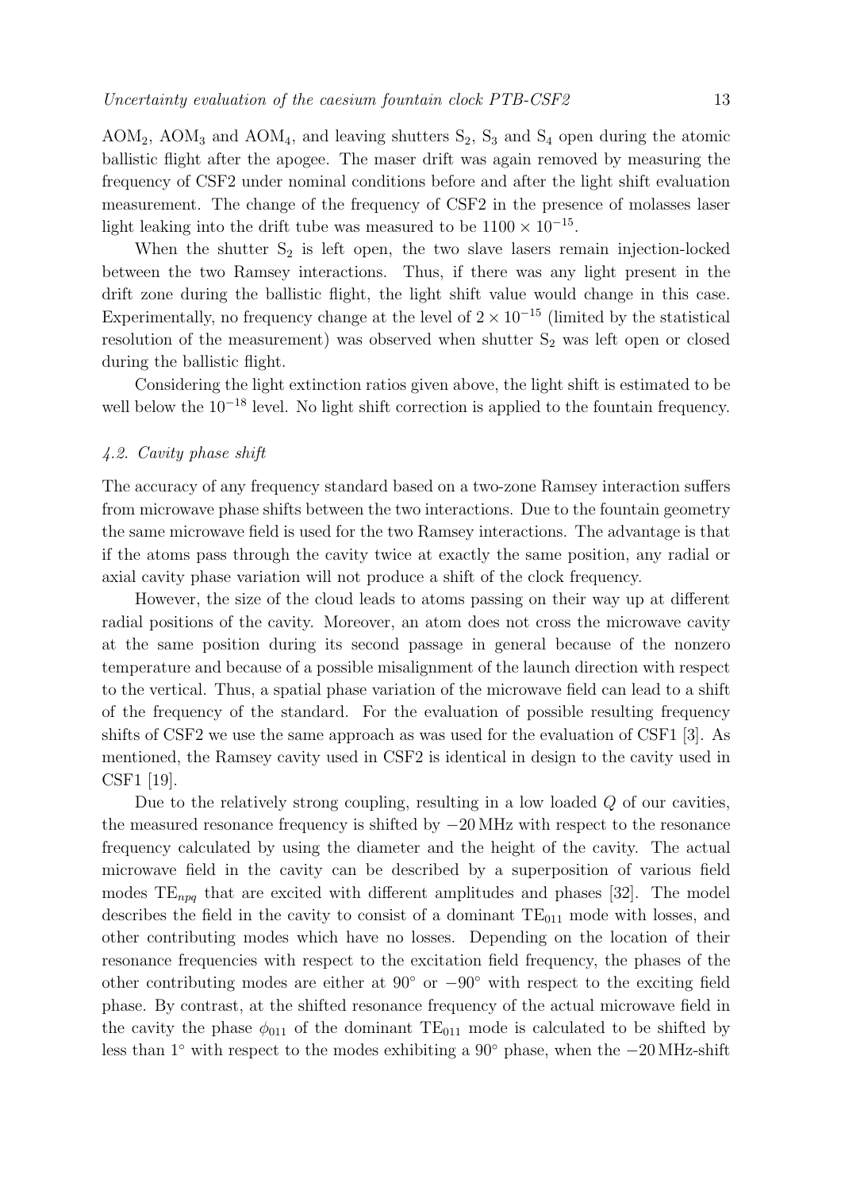$AOM_2$, $AOM_3$ and $AOM_4$, and leaving shutters $S_2$, $S_3$ and $S_4$ open during the atomic ballistic flight after the apogee. The maser drift was again removed by measuring the frequency of CSF2 under nominal conditions before and after the light shift evaluation measurement. The change of the frequency of CSF2 in the presence of molasses laser light leaking into the drift tube was measured to be $1100 \times 10^{-15}$.

When the shutter $S_2$ is left open, the two slave lasers remain injection-locked between the two Ramsey interactions. Thus, if there was any light present in the drift zone during the ballistic flight, the light shift value would change in this case. Experimentally, no frequency change at the level of $2 \times 10^{-15}$ (limited by the statistical resolution of the measurement) was observed when shutter $S_2$ was left open or closed during the ballistic flight.

Considering the light extinction ratios given above, the light shift is estimated to be well below the $10^{-18}$ level. No light shift correction is applied to the fountain frequency.

### *4.2. Cavity phase shift*

The accuracy of any frequency standard based on a two-zone Ramsey interaction suffers from microwave phase shifts between the two interactions. Due to the fountain geometry the same microwave field is used for the two Ramsey interactions. The advantage is that if the atoms pass through the cavity twice at exactly the same position, any radial or axial cavity phase variation will not produce a shift of the clock frequency.

However, the size of the cloud leads to atoms passing on their way up at different radial positions of the cavity. Moreover, an atom does not cross the microwave cavity at the same position during its second passage in general because of the nonzero temperature and because of a possible misalignment of the launch direction with respect to the vertical. Thus, a spatial phase variation of the microwave field can lead to a shift of the frequency of the standard. For the evaluation of possible resulting frequency shifts of CSF2 we use the same approach as was used for the evaluation of CSF1 [3]. As mentioned, the Ramsey cavity used in CSF2 is identical in design to the cavity used in CSF1 [19].

Due to the relatively strong coupling, resulting in a low loaded $Q$ of our cavities, the measured resonance frequency is shifted by $-20$ MHz with respect to the resonance frequency calculated by using the diameter and the height of the cavity. The actual microwave field in the cavity can be described by a superposition of various field modes $TE_{npq}$ that are excited with different amplitudes and phases [32]. The model describes the field in the cavity to consist of a dominant $TE_{011}$ mode with losses, and other contributing modes which have no losses. Depending on the location of their resonance frequencies with respect to the excitation field frequency, the phases of the other contributing modes are either at $90^\circ$ or $-90^\circ$ with respect to the exciting field phase. By contrast, at the shifted resonance frequency of the actual microwave field in the cavity the phase $\phi_{011}$ of the dominant $TE_{011}$ mode is calculated to be shifted by less than $1^\circ$ with respect to the modes exhibiting a $90^\circ$ phase, when the $-20$ MHz-shift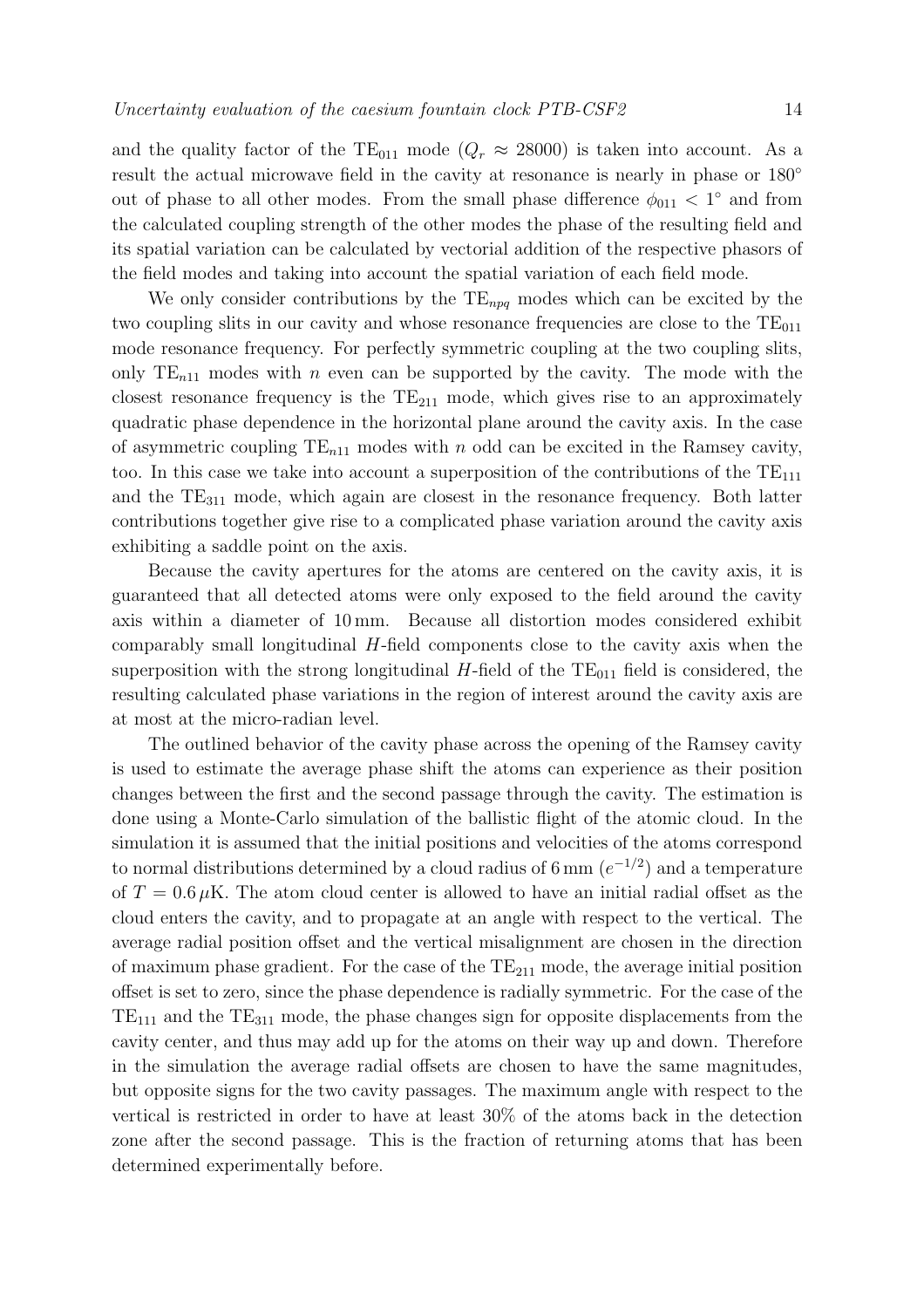and the quality factor of the $TE_{011}$ mode ($Q_r \approx 28000$) is taken into account. As a result the actual microwave field in the cavity at resonance is nearly in phase or 180° out of phase to all other modes. From the small phase difference $\phi_{011} < 1^\circ$ and from the calculated coupling strength of the other modes the phase of the resulting field and its spatial variation can be calculated by vectorial addition of the respective phasors of the field modes and taking into account the spatial variation of each field mode.

We only consider contributions by the $TE_{npq}$ modes which can be excited by the two coupling slits in our cavity and whose resonance frequencies are close to the $TE_{011}$ mode resonance frequency. For perfectly symmetric coupling at the two coupling slits, only $TE_{n11}$ modes with $n$ even can be supported by the cavity. The mode with the closest resonance frequency is the $TE_{211}$ mode, which gives rise to an approximately quadratic phase dependence in the horizontal plane around the cavity axis. In the case of asymmetric coupling $TE_{n11}$ modes with $n$ odd can be excited in the Ramsey cavity, too. In this case we take into account a superposition of the contributions of the $TE_{111}$ and the $TE_{311}$ mode, which again are closest in the resonance frequency. Both latter contributions together give rise to a complicated phase variation around the cavity axis exhibiting a saddle point on the axis.

Because the cavity apertures for the atoms are centered on the cavity axis, it is guaranteed that all detected atoms were only exposed to the field around the cavity axis within a diameter of 10 mm. Because all distortion modes considered exhibit comparably small longitudinal $H$-field components close to the cavity axis when the superposition with the strong longitudinal $H$-field of the $TE_{011}$ field is considered, the resulting calculated phase variations in the region of interest around the cavity axis are at most at the micro-radian level.

The outlined behavior of the cavity phase across the opening of the Ramsey cavity is used to estimate the average phase shift the atoms can experience as their position changes between the first and the second passage through the cavity. The estimation is done using a Monte-Carlo simulation of the ballistic flight of the atomic cloud. In the simulation it is assumed that the initial positions and velocities of the atoms correspond to normal distributions determined by a cloud radius of 6 mm ($e^{-1/2}$) and a temperature of $T = 0.6\,\mu$K. The atom cloud center is allowed to have an initial radial offset as the cloud enters the cavity, and to propagate at an angle with respect to the vertical. The average radial position offset and the vertical misalignment are chosen in the direction of maximum phase gradient. For the case of the $TE_{211}$ mode, the average initial position offset is set to zero, since the phase dependence is radially symmetric. For the case of the $TE_{111}$ and the $TE_{311}$ mode, the phase changes sign for opposite displacements from the cavity center, and thus may add up for the atoms on their way up and down. Therefore in the simulation the average radial offsets are chosen to have the same magnitudes, but opposite signs for the two cavity passages. The maximum angle with respect to the vertical is restricted in order to have at least 30% of the atoms back in the detection zone after the second passage. This is the fraction of returning atoms that has been determined experimentally before.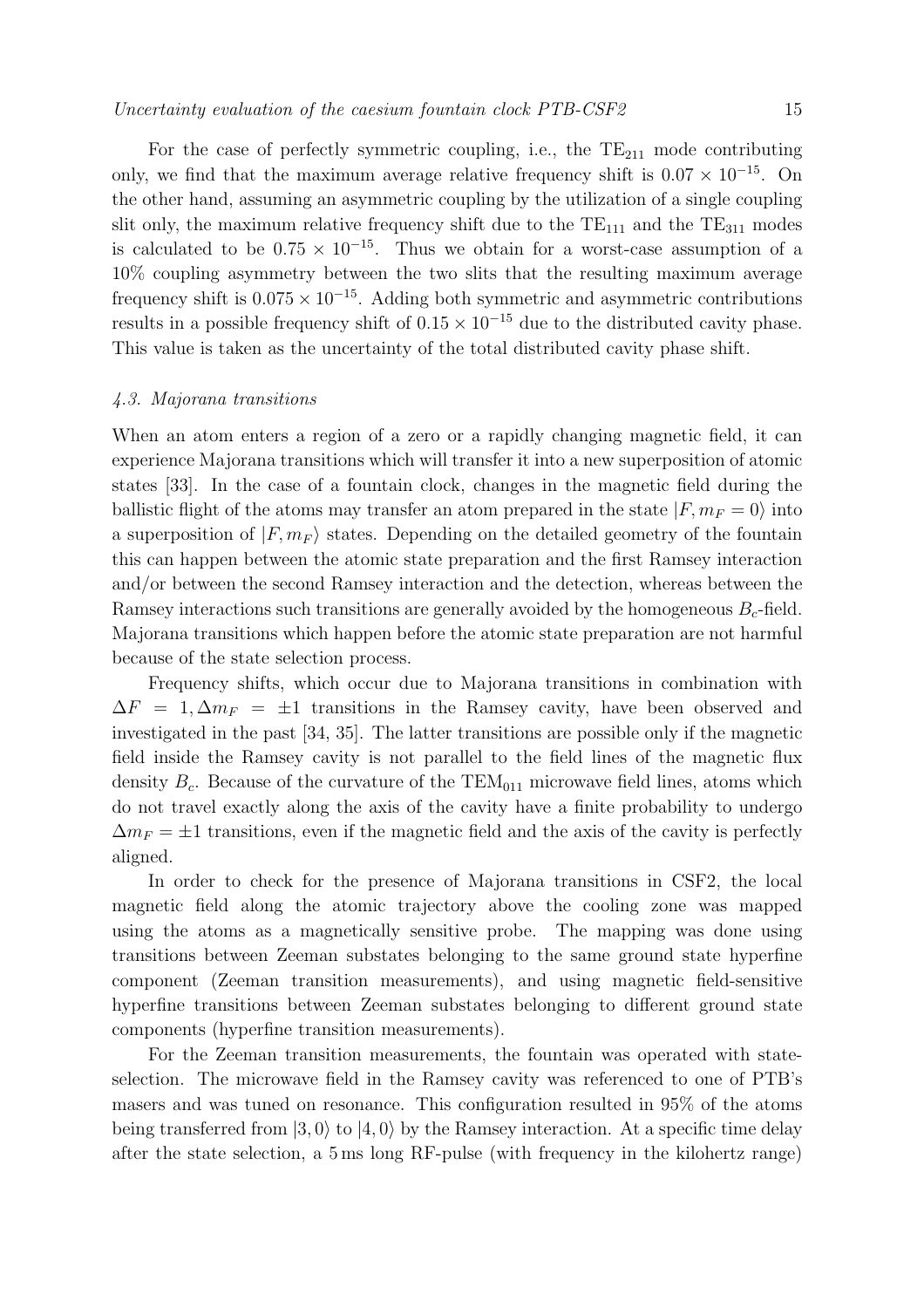For the case of perfectly symmetric coupling, i.e., the $TE_{211}$ mode contributing only, we find that the maximum average relative frequency shift is $0.07 \times 10^{-15}$. On the other hand, assuming an asymmetric coupling by the utilization of a single coupling slit only, the maximum relative frequency shift due to the $TE_{111}$ and the $TE_{311}$ modes is calculated to be $0.75 \times 10^{-15}$. Thus we obtain for a worst-case assumption of a 10% coupling asymmetry between the two slits that the resulting maximum average frequency shift is $0.075 \times 10^{-15}$. Adding both symmetric and asymmetric contributions results in a possible frequency shift of $0.15 \times 10^{-15}$ due to the distributed cavity phase. This value is taken as the uncertainty of the total distributed cavity phase shift.

### *4.3. Majorana transitions*

When an atom enters a region of a zero or a rapidly changing magnetic field, it can experience Majorana transitions which will transfer it into a new superposition of atomic states [33]. In the case of a fountain clock, changes in the magnetic field during the ballistic flight of the atoms may transfer an atom prepared in the state $|F, m_F = 0\rangle$ into a superposition of $|F, m_F\rangle$ states. Depending on the detailed geometry of the fountain this can happen between the atomic state preparation and the first Ramsey interaction and/or between the second Ramsey interaction and the detection, whereas between the Ramsey interactions such transitions are generally avoided by the homogeneous $B_c$-field. Majorana transitions which happen before the atomic state preparation are not harmful because of the state selection process.

Frequency shifts, which occur due to Majorana transitions in combination with $\Delta F = 1, \Delta m_F = \pm 1$ transitions in the Ramsey cavity, have been observed and investigated in the past [34, 35]. The latter transitions are possible only if the magnetic field inside the Ramsey cavity is not parallel to the field lines of the magnetic flux density $B_c$. Because of the curvature of the $TEM_{011}$ microwave field lines, atoms which do not travel exactly along the axis of the cavity have a finite probability to undergo $\Delta m_F = \pm 1$ transitions, even if the magnetic field and the axis of the cavity is perfectly aligned.

In order to check for the presence of Majorana transitions in CSF2, the local magnetic field along the atomic trajectory above the cooling zone was mapped using the atoms as a magnetically sensitive probe. The mapping was done using transitions between Zeeman substates belonging to the same ground state hyperfine component (Zeeman transition measurements), and using magnetic field-sensitive hyperfine transitions between Zeeman substates belonging to different ground state components (hyperfine transition measurements).

For the Zeeman transition measurements, the fountain was operated with state-selection. The microwave field in the Ramsey cavity was referenced to one of PTB's masers and was tuned on resonance. This configuration resulted in 95% of the atoms being transferred from $|3, 0\rangle$ to $|4, 0\rangle$ by the Ramsey interaction. At a specific time delay after the state selection, a 5 ms long RF-pulse (with frequency in the kilohertz range)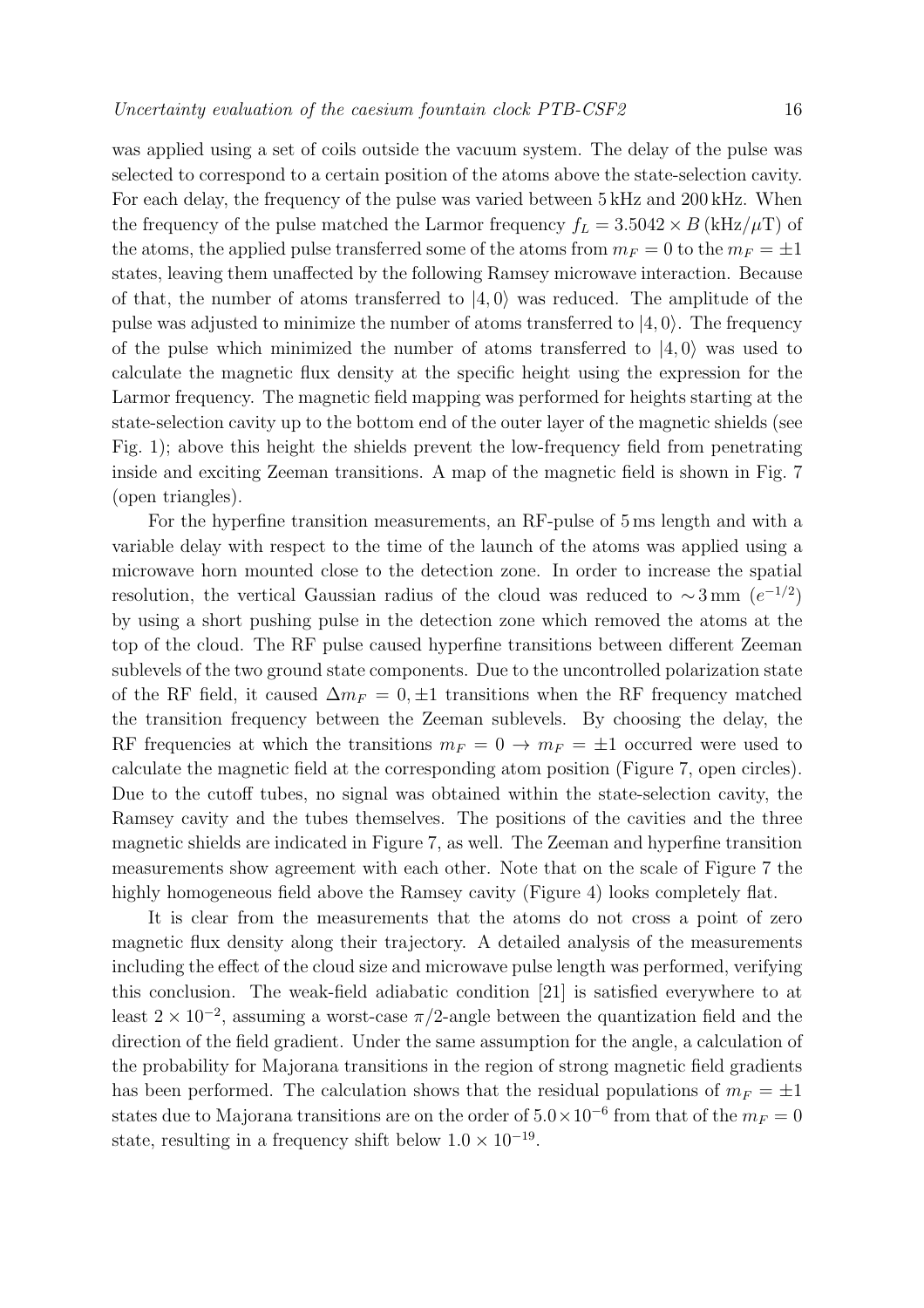was applied using a set of coils outside the vacuum system. The delay of the pulse was selected to correspond to a certain position of the atoms above the state-selection cavity. For each delay, the frequency of the pulse was varied between 5 kHz and 200 kHz. When the frequency of the pulse matched the Larmor frequency $f_L = 3.5042 \times B\,(\mathrm{kHz}/\mu\mathrm{T})$ of the atoms, the applied pulse transferred some of the atoms from $m_F = 0$ to the $m_F = \pm 1$ states, leaving them unaffected by the following Ramsey microwave interaction. Because of that, the number of atoms transferred to $|4, 0\rangle$ was reduced. The amplitude of the pulse was adjusted to minimize the number of atoms transferred to $|4, 0\rangle$. The frequency of the pulse which minimized the number of atoms transferred to $|4, 0\rangle$ was used to calculate the magnetic flux density at the specific height using the expression for the Larmor frequency. The magnetic field mapping was performed for heights starting at the state-selection cavity up to the bottom end of the outer layer of the magnetic shields (see Fig. 1); above this height the shields prevent the low-frequency field from penetrating inside and exciting Zeeman transitions. A map of the magnetic field is shown in Fig. 7 (open triangles).

For the hyperfine transition measurements, an RF-pulse of 5 ms length and with a variable delay with respect to the time of the launch of the atoms was applied using a microwave horn mounted close to the detection zone. In order to increase the spatial resolution, the vertical Gaussian radius of the cloud was reduced to $\sim 3\,\mathrm{mm}$ $(e^{-1/2})$ by using a short pushing pulse in the detection zone which removed the atoms at the top of the cloud. The RF pulse caused hyperfine transitions between different Zeeman sublevels of the two ground state components. Due to the uncontrolled polarization state of the RF field, it caused $\Delta m_F = 0, \pm 1$ transitions when the RF frequency matched the transition frequency between the Zeeman sublevels. By choosing the delay, the RF frequencies at which the transitions $m_F = 0 \rightarrow m_F = \pm 1$ occurred were used to calculate the magnetic field at the corresponding atom position (Figure 7, open circles). Due to the cutoff tubes, no signal was obtained within the state-selection cavity, the Ramsey cavity and the tubes themselves. The positions of the cavities and the three magnetic shields are indicated in Figure 7, as well. The Zeeman and hyperfine transition measurements show agreement with each other. Note that on the scale of Figure 7 the highly homogeneous field above the Ramsey cavity (Figure 4) looks completely flat.

It is clear from the measurements that the atoms do not cross a point of zero magnetic flux density along their trajectory. A detailed analysis of the measurements including the effect of the cloud size and microwave pulse length was performed, verifying this conclusion. The weak-field adiabatic condition [21] is satisfied everywhere to at least $2 \times 10^{-2}$, assuming a worst-case $\pi/2$-angle between the quantization field and the direction of the field gradient. Under the same assumption for the angle, a calculation of the probability for Majorana transitions in the region of strong magnetic field gradients has been performed. The calculation shows that the residual populations of $m_F = \pm 1$ states due to Majorana transitions are on the order of $5.0 \times 10^{-6}$ from that of the $m_F = 0$ state, resulting in a frequency shift below $1.0 \times 10^{-19}$.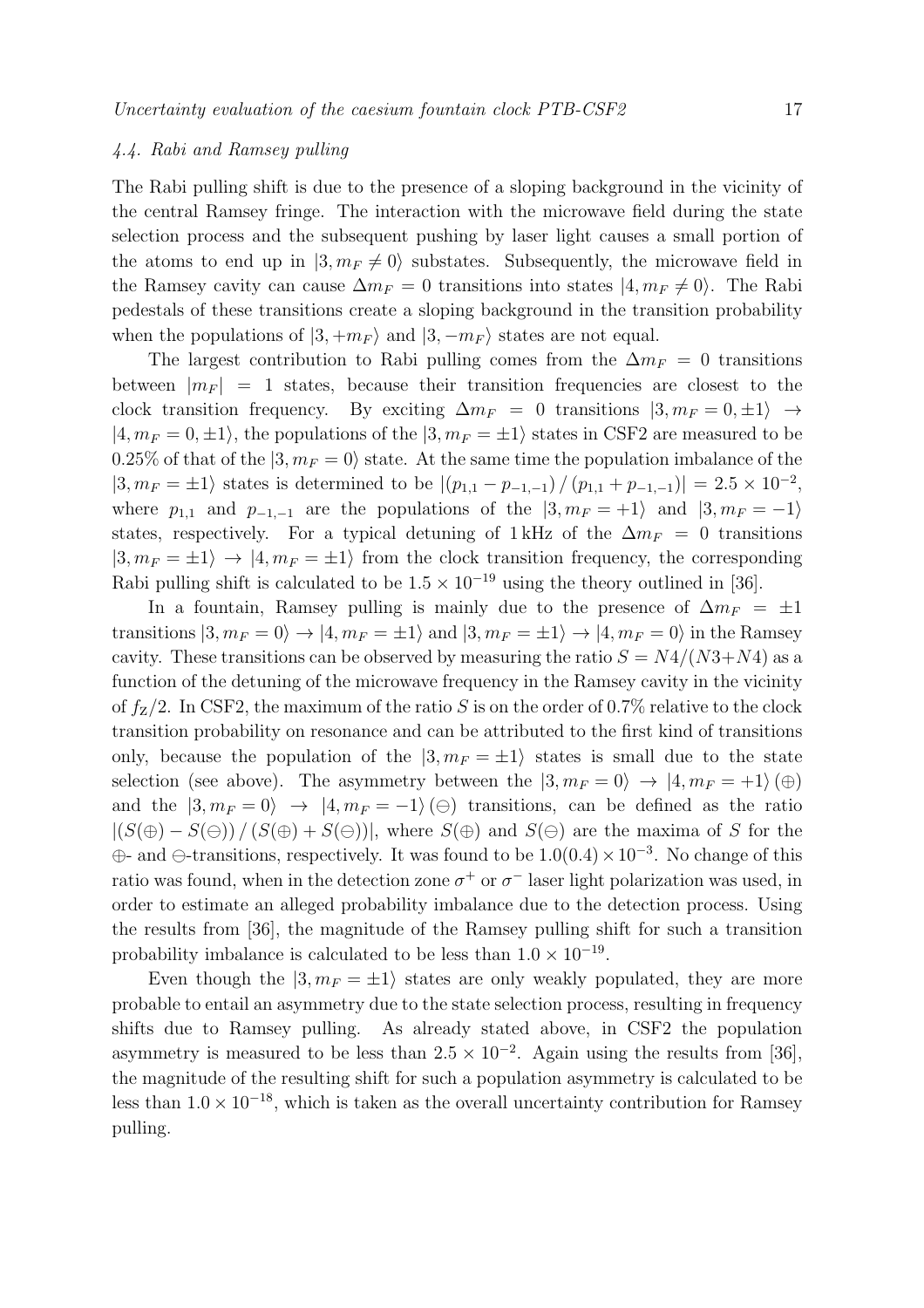### 4.4. Rabi and Ramsey pulling

The Rabi pulling shift is due to the presence of a sloping background in the vicinity of the central Ramsey fringe. The interaction with the microwave field during the state selection process and the subsequent pushing by laser light causes a small portion of the atoms to end up in $|3, m_F \neq 0\rangle$ substates. Subsequently, the microwave field in the Ramsey cavity can cause $\Delta m_F = 0$ transitions into states $|4, m_F \neq 0\rangle$. The Rabi pedestals of these transitions create a sloping background in the transition probability when the populations of $|3, +m_F\rangle$ and $|3, -m_F\rangle$ states are not equal.

The largest contribution to Rabi pulling comes from the $\Delta m_F = 0$ transitions between $|m_F| = 1$ states, because their transition frequencies are closest to the clock transition frequency. By exciting $\Delta m_F = 0$ transitions $|3, m_F = 0, \pm1\rangle \rightarrow |4, m_F = 0, \pm1\rangle$, the populations of the $|3, m_F = \pm1\rangle$ states in CSF2 are measured to be 0.25% of that of the $|3, m_F = 0\rangle$ state. At the same time the population imbalance of the $|3, m_F = \pm1\rangle$ states is determined to be $|(p_{1,1} - p_{-1,-1}) / (p_{1,1} + p_{-1,-1})| = 2.5 \times 10^{-2}$, where $p_{1,1}$ and $p_{-1,-1}$ are the populations of the $|3, m_F = +1\rangle$ and $|3, m_F = -1\rangle$ states, respectively. For a typical detuning of 1 kHz of the $\Delta m_F = 0$ transitions $|3, m_F = \pm1\rangle \rightarrow |4, m_F = \pm1\rangle$ from the clock transition frequency, the corresponding Rabi pulling shift is calculated to be $1.5 \times 10^{-19}$ using the theory outlined in [36].

In a fountain, Ramsey pulling is mainly due to the presence of $\Delta m_F = \pm1$ transitions $|3, m_F = 0\rangle \rightarrow |4, m_F = \pm1\rangle$ and $|3, m_F = \pm1\rangle \rightarrow |4, m_F = 0\rangle$ in the Ramsey cavity. These transitions can be observed by measuring the ratio $S = N4/(N3+N4)$ as a function of the detuning of the microwave frequency in the Ramsey cavity in the vicinity of $f_Z/2$. In CSF2, the maximum of the ratio $S$ is on the order of 0.7% relative to the clock transition probability on resonance and can be attributed to the first kind of transitions only, because the population of the $|3, m_F = \pm1\rangle$ states is small due to the state selection (see above). The asymmetry between the $|3, m_F = 0\rangle \rightarrow |4, m_F = +1\rangle\,(\oplus)$ and the $|3, m_F = 0\rangle \rightarrow |4, m_F = -1\rangle\,(\ominus)$ transitions, can be defined as the ratio $|(S(\oplus) - S(\ominus)) / (S(\oplus) + S(\ominus))|$, where $S(\oplus)$ and $S(\ominus)$ are the maxima of $S$ for the $\oplus$- and $\ominus$-transitions, respectively. It was found to be $1.0(0.4) \times 10^{-3}$. No change of this ratio was found, when in the detection zone $\sigma^+$ or $\sigma^-$ laser light polarization was used, in order to estimate an alleged probability imbalance due to the detection process. Using the results from [36], the magnitude of the Ramsey pulling shift for such a transition probability imbalance is calculated to be less than $1.0 \times 10^{-19}$.

Even though the $|3, m_F = \pm1\rangle$ states are only weakly populated, they are more probable to entail an asymmetry due to the state selection process, resulting in frequency shifts due to Ramsey pulling. As already stated above, in CSF2 the population asymmetry is measured to be less than $2.5 \times 10^{-2}$. Again using the results from [36], the magnitude of the resulting shift for such a population asymmetry is calculated to be less than $1.0 \times 10^{-18}$, which is taken as the overall uncertainty contribution for Ramsey pulling.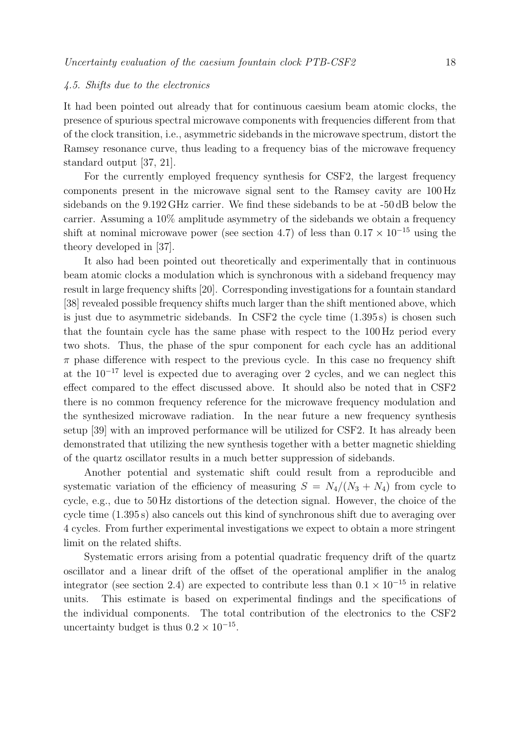### *4.5. Shifts due to the electronics*

It had been pointed out already that for continuous caesium beam atomic clocks, the presence of spurious spectral microwave components with frequencies different from that of the clock transition, i.e., asymmetric sidebands in the microwave spectrum, distort the Ramsey resonance curve, thus leading to a frequency bias of the microwave frequency standard output [37, 21].

For the currently employed frequency synthesis for CSF2, the largest frequency components present in the microwave signal sent to the Ramsey cavity are 100 Hz sidebands on the 9.192 GHz carrier. We find these sidebands to be at -50 dB below the carrier. Assuming a 10% amplitude asymmetry of the sidebands we obtain a frequency shift at nominal microwave power (see section 4.7) of less than $0.17 \times 10^{-15}$ using the theory developed in [37].

It also had been pointed out theoretically and experimentally that in continuous beam atomic clocks a modulation which is synchronous with a sideband frequency may result in large frequency shifts [20]. Corresponding investigations for a fountain standard [38] revealed possible frequency shifts much larger than the shift mentioned above, which is just due to asymmetric sidebands. In CSF2 the cycle time (1.395 s) is chosen such that the fountain cycle has the same phase with respect to the 100 Hz period every two shots. Thus, the phase of the spur component for each cycle has an additional $\pi$ phase difference with respect to the previous cycle. In this case no frequency shift at the $10^{-17}$ level is expected due to averaging over 2 cycles, and we can neglect this effect compared to the effect discussed above. It should also be noted that in CSF2 there is no common frequency reference for the microwave frequency modulation and the synthesized microwave radiation. In the near future a new frequency synthesis setup [39] with an improved performance will be utilized for CSF2. It has already been demonstrated that utilizing the new synthesis together with a better magnetic shielding of the quartz oscillator results in a much better suppression of sidebands.

Another potential and systematic shift could result from a reproducible and systematic variation of the efficiency of measuring $S = N_4/(N_3 + N_4)$ from cycle to cycle, e.g., due to 50 Hz distortions of the detection signal. However, the choice of the cycle time (1.395 s) also cancels out this kind of synchronous shift due to averaging over 4 cycles. From further experimental investigations we expect to obtain a more stringent limit on the related shifts.

Systematic errors arising from a potential quadratic frequency drift of the quartz oscillator and a linear drift of the offset of the operational amplifier in the analog integrator (see section 2.4) are expected to contribute less than $0.1 \times 10^{-15}$ in relative units. This estimate is based on experimental findings and the specifications of the individual components. The total contribution of the electronics to the CSF2 uncertainty budget is thus $0.2 \times 10^{-15}$.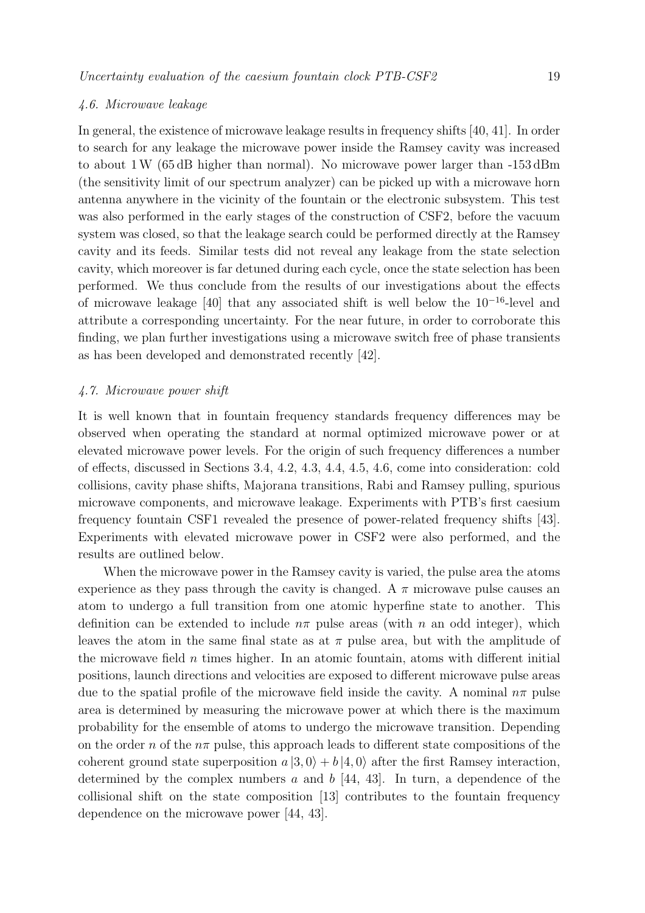### 4.6. Microwave leakage

In general, the existence of microwave leakage results in frequency shifts [40, 41]. In order to search for any leakage the microwave power inside the Ramsey cavity was increased to about 1 W (65 dB higher than normal). No microwave power larger than -153 dBm (the sensitivity limit of our spectrum analyzer) can be picked up with a microwave horn antenna anywhere in the vicinity of the fountain or the electronic subsystem. This test was also performed in the early stages of the construction of CSF2, before the vacuum system was closed, so that the leakage search could be performed directly at the Ramsey cavity and its feeds. Similar tests did not reveal any leakage from the state selection cavity, which moreover is far detuned during each cycle, once the state selection has been performed. We thus conclude from the results of our investigations about the effects of microwave leakage [40] that any associated shift is well below the $10^{-16}$-level and attribute a corresponding uncertainty. For the near future, in order to corroborate this finding, we plan further investigations using a microwave switch free of phase transients as has been developed and demonstrated recently [42].

### 4.7. Microwave power shift

It is well known that in fountain frequency standards frequency differences may be observed when operating the standard at normal optimized microwave power or at elevated microwave power levels. For the origin of such frequency differences a number of effects, discussed in Sections 3.4, 4.2, 4.3, 4.4, 4.5, 4.6, come into consideration: cold collisions, cavity phase shifts, Majorana transitions, Rabi and Ramsey pulling, spurious microwave components, and microwave leakage. Experiments with PTB's first caesium frequency fountain CSF1 revealed the presence of power-related frequency shifts [43]. Experiments with elevated microwave power in CSF2 were also performed, and the results are outlined below.

When the microwave power in the Ramsey cavity is varied, the pulse area the atoms experience as they pass through the cavity is changed. A $\pi$ microwave pulse causes an atom to undergo a full transition from one atomic hyperfine state to another. This definition can be extended to include $n\pi$ pulse areas (with $n$ an odd integer), which leaves the atom in the same final state as at $\pi$ pulse area, but with the amplitude of the microwave field $n$ times higher. In an atomic fountain, atoms with different initial positions, launch directions and velocities are exposed to different microwave pulse areas due to the spatial profile of the microwave field inside the cavity. A nominal $n\pi$ pulse area is determined by measuring the microwave power at which there is the maximum probability for the ensemble of atoms to undergo the microwave transition. Depending on the order $n$ of the $n\pi$ pulse, this approach leads to different state compositions of the coherent ground state superposition $a\,|3,0\rangle + b\,|4,0\rangle$ after the first Ramsey interaction, determined by the complex numbers $a$ and $b$ [44, 43]. In turn, a dependence of the collisional shift on the state composition [13] contributes to the fountain frequency dependence on the microwave power [44, 43].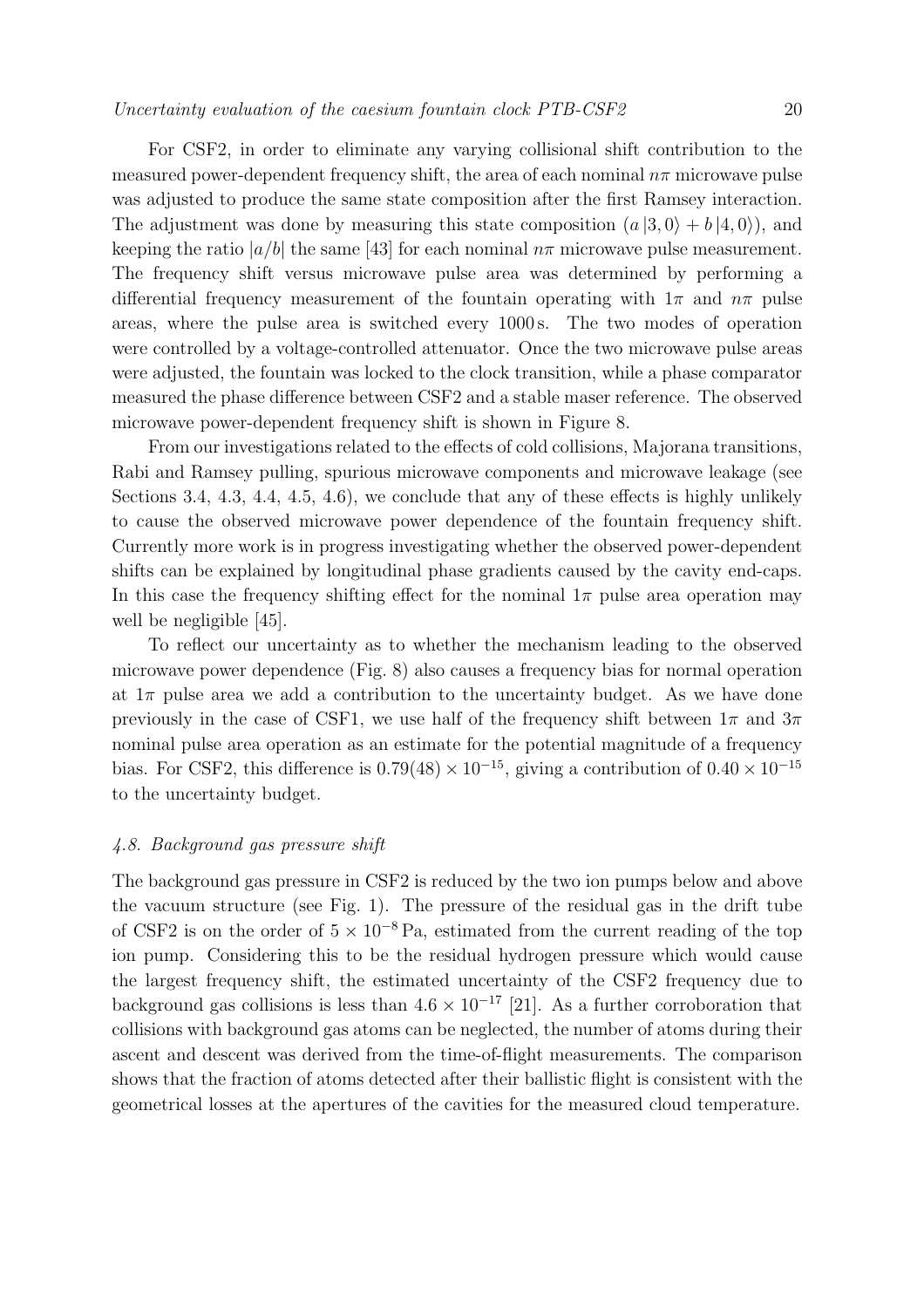For CSF2, in order to eliminate any varying collisional shift contribution to the measured power-dependent frequency shift, the area of each nominal $n\pi$ microwave pulse was adjusted to produce the same state composition after the first Ramsey interaction. The adjustment was done by measuring this state composition ($a\,|3,0\rangle + b\,|4,0\rangle$), and keeping the ratio $|a/b|$ the same [43] for each nominal $n\pi$ microwave pulse measurement. The frequency shift versus microwave pulse area was determined by performing a differential frequency measurement of the fountain operating with $1\pi$ and $n\pi$ pulse areas, where the pulse area is switched every 1000 s. The two modes of operation were controlled by a voltage-controlled attenuator. Once the two microwave pulse areas were adjusted, the fountain was locked to the clock transition, while a phase comparator measured the phase difference between CSF2 and a stable maser reference. The observed microwave power-dependent frequency shift is shown in Figure 8.

From our investigations related to the effects of cold collisions, Majorana transitions, Rabi and Ramsey pulling, spurious microwave components and microwave leakage (see Sections 3.4, 4.3, 4.4, 4.5, 4.6), we conclude that any of these effects is highly unlikely to cause the observed microwave power dependence of the fountain frequency shift. Currently more work is in progress investigating whether the observed power-dependent shifts can be explained by longitudinal phase gradients caused by the cavity end-caps. In this case the frequency shifting effect for the nominal $1\pi$ pulse area operation may well be negligible [45].

To reflect our uncertainty as to whether the mechanism leading to the observed microwave power dependence (Fig. 8) also causes a frequency bias for normal operation at $1\pi$ pulse area we add a contribution to the uncertainty budget. As we have done previously in the case of CSF1, we use half of the frequency shift between $1\pi$ and $3\pi$ nominal pulse area operation as an estimate for the potential magnitude of a frequency bias. For CSF2, this difference is $0.79(48) \times 10^{-15}$, giving a contribution of $0.40 \times 10^{-15}$ to the uncertainty budget.

### *4.8. Background gas pressure shift*

The background gas pressure in CSF2 is reduced by the two ion pumps below and above the vacuum structure (see Fig. 1). The pressure of the residual gas in the drift tube of CSF2 is on the order of $5 \times 10^{-8}$ Pa, estimated from the current reading of the top ion pump. Considering this to be the residual hydrogen pressure which would cause the largest frequency shift, the estimated uncertainty of the CSF2 frequency due to background gas collisions is less than $4.6 \times 10^{-17}$ [21]. As a further corroboration that collisions with background gas atoms can be neglected, the number of atoms during their ascent and descent was derived from the time-of-flight measurements. The comparison shows that the fraction of atoms detected after their ballistic flight is consistent with the geometrical losses at the apertures of the cavities for the measured cloud temperature.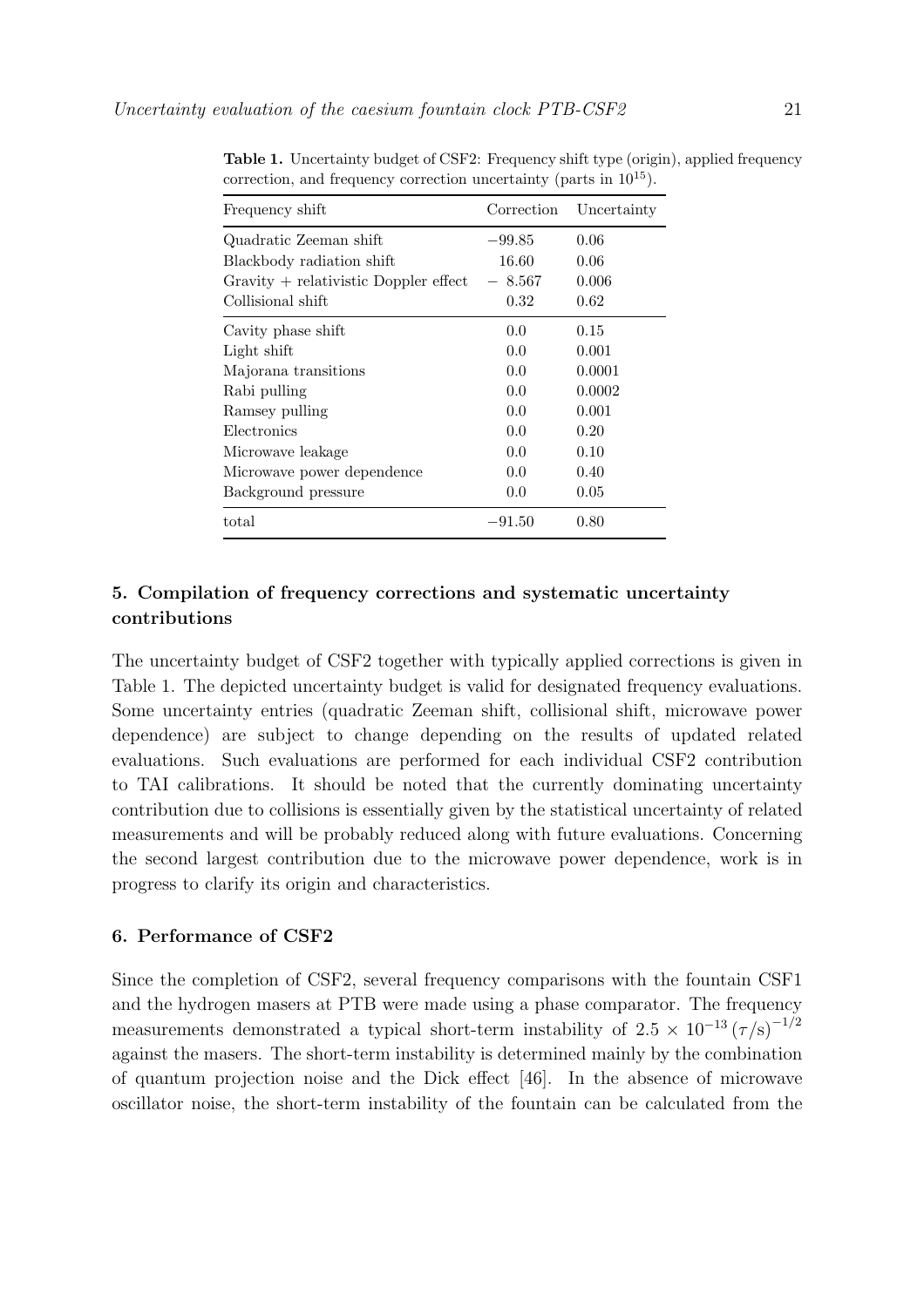**Table 1.** Uncertainty budget of CSF2: Frequency shift type (origin), applied frequency correction, and frequency correction uncertainty (parts in $10^{15}$).

| Frequency shift | Correction | Uncertainty |
|---|---|---|
| Quadratic Zeeman shift | $-99.85$ | 0.06 |
| Blackbody radiation shift | 16.60 | 0.06 |
| Gravity + relativistic Doppler effect | $-8.567$ | 0.006 |
| Collisional shift | 0.32 | 0.62 |
| Cavity phase shift | 0.0 | 0.15 |
| Light shift | 0.0 | 0.001 |
| Majorana transitions | 0.0 | 0.0001 |
| Rabi pulling | 0.0 | 0.0002 |
| Ramsey pulling | 0.0 | 0.001 |
| Electronics | 0.0 | 0.20 |
| Microwave leakage | 0.0 | 0.10 |
| Microwave power dependence | 0.0 | 0.40 |
| Background pressure | 0.0 | 0.05 |
| total | $-91.50$ | 0.80 |

## 5. Compilation of frequency corrections and systematic uncertainty contributions

The uncertainty budget of CSF2 together with typically applied corrections is given in Table 1. The depicted uncertainty budget is valid for designated frequency evaluations. Some uncertainty entries (quadratic Zeeman shift, collisional shift, microwave power dependence) are subject to change depending on the results of updated related evaluations. Such evaluations are performed for each individual CSF2 contribution to TAI calibrations. It should be noted that the currently dominating uncertainty contribution due to collisions is essentially given by the statistical uncertainty of related measurements and will be probably reduced along with future evaluations. Concerning the second largest contribution due to the microwave power dependence, work is in progress to clarify its origin and characteristics.

## 6. Performance of CSF2

Since the completion of CSF2, several frequency comparisons with the fountain CSF1 and the hydrogen masers at PTB were made using a phase comparator. The frequency measurements demonstrated a typical short-term instability of $2.5 \times 10^{-13}\,(\tau/\mathrm{s})^{-1/2}$ against the masers. The short-term instability is determined mainly by the combination of quantum projection noise and the Dick effect [46]. In the absence of microwave oscillator noise, the short-term instability of the fountain can be calculated from the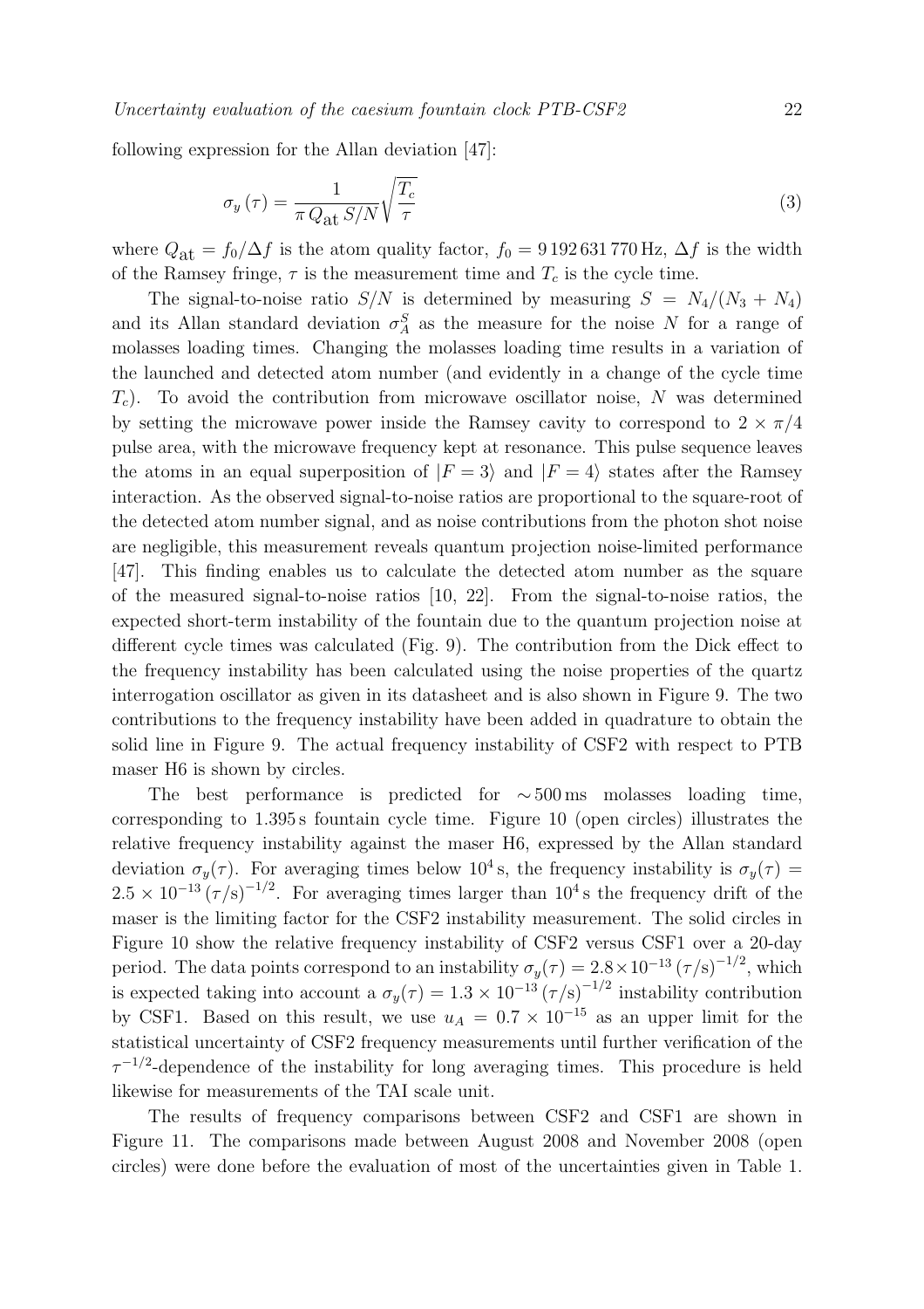following expression for the Allan deviation [47]:

$$\sigma_y(\tau) = \frac{1}{\pi\, Q_{\mathrm{at}}\, S/N}\sqrt{\frac{T_c}{\tau}} \tag{3}$$

where $Q_{\mathrm{at}} = f_0/\Delta f$ is the atom quality factor, $f_0 = 9\,192\,631\,770\,\mathrm{Hz}$, $\Delta f$ is the width of the Ramsey fringe, $\tau$ is the measurement time and $T_c$ is the cycle time.

The signal-to-noise ratio $S/N$ is determined by measuring $S = N_4/(N_3 + N_4)$ and its Allan standard deviation $\sigma_A^S$ as the measure for the noise $N$ for a range of molasses loading times. Changing the molasses loading time results in a variation of the launched and detected atom number (and evidently in a change of the cycle time $T_c$). To avoid the contribution from microwave oscillator noise, $N$ was determined by setting the microwave power inside the Ramsey cavity to correspond to $2 \times \pi/4$ pulse area, with the microwave frequency kept at resonance. This pulse sequence leaves the atoms in an equal superposition of $|F = 3\rangle$ and $|F = 4\rangle$ states after the Ramsey interaction. As the observed signal-to-noise ratios are proportional to the square-root of the detected atom number signal, and as noise contributions from the photon shot noise are negligible, this measurement reveals quantum projection noise-limited performance [47]. This finding enables us to calculate the detected atom number as the square of the measured signal-to-noise ratios [10, 22]. From the signal-to-noise ratios, the expected short-term instability of the fountain due to the quantum projection noise at different cycle times was calculated (Fig. 9). The contribution from the Dick effect to the frequency instability has been calculated using the noise properties of the quartz interrogation oscillator as given in its datasheet and is also shown in Figure 9. The two contributions to the frequency instability have been added in quadrature to obtain the solid line in Figure 9. The actual frequency instability of CSF2 with respect to PTB maser H6 is shown by circles.

The best performance is predicted for $\sim 500\,\mathrm{ms}$ molasses loading time, corresponding to 1.395 s fountain cycle time. Figure 10 (open circles) illustrates the relative frequency instability against the maser H6, expressed by the Allan standard deviation $\sigma_y(\tau)$. For averaging times below $10^4\,\mathrm{s}$, the frequency instability is $\sigma_y(\tau) = 2.5 \times 10^{-13}\,(\tau/\mathrm{s})^{-1/2}$. For averaging times larger than $10^4\,\mathrm{s}$ the frequency drift of the maser is the limiting factor for the CSF2 instability measurement. The solid circles in Figure 10 show the relative frequency instability of CSF2 versus CSF1 over a 20-day period. The data points correspond to an instability $\sigma_y(\tau) = 2.8 \times 10^{-13}\,(\tau/\mathrm{s})^{-1/2}$, which is expected taking into account a $\sigma_y(\tau) = 1.3 \times 10^{-13}\,(\tau/\mathrm{s})^{-1/2}$ instability contribution by CSF1. Based on this result, we use $u_A = 0.7 \times 10^{-15}$ as an upper limit for the statistical uncertainty of CSF2 frequency measurements until further verification of the $\tau^{-1/2}$-dependence of the instability for long averaging times. This procedure is held likewise for measurements of the TAI scale unit.

The results of frequency comparisons between CSF2 and CSF1 are shown in Figure 11. The comparisons made between August 2008 and November 2008 (open circles) were done before the evaluation of most of the uncertainties given in Table 1.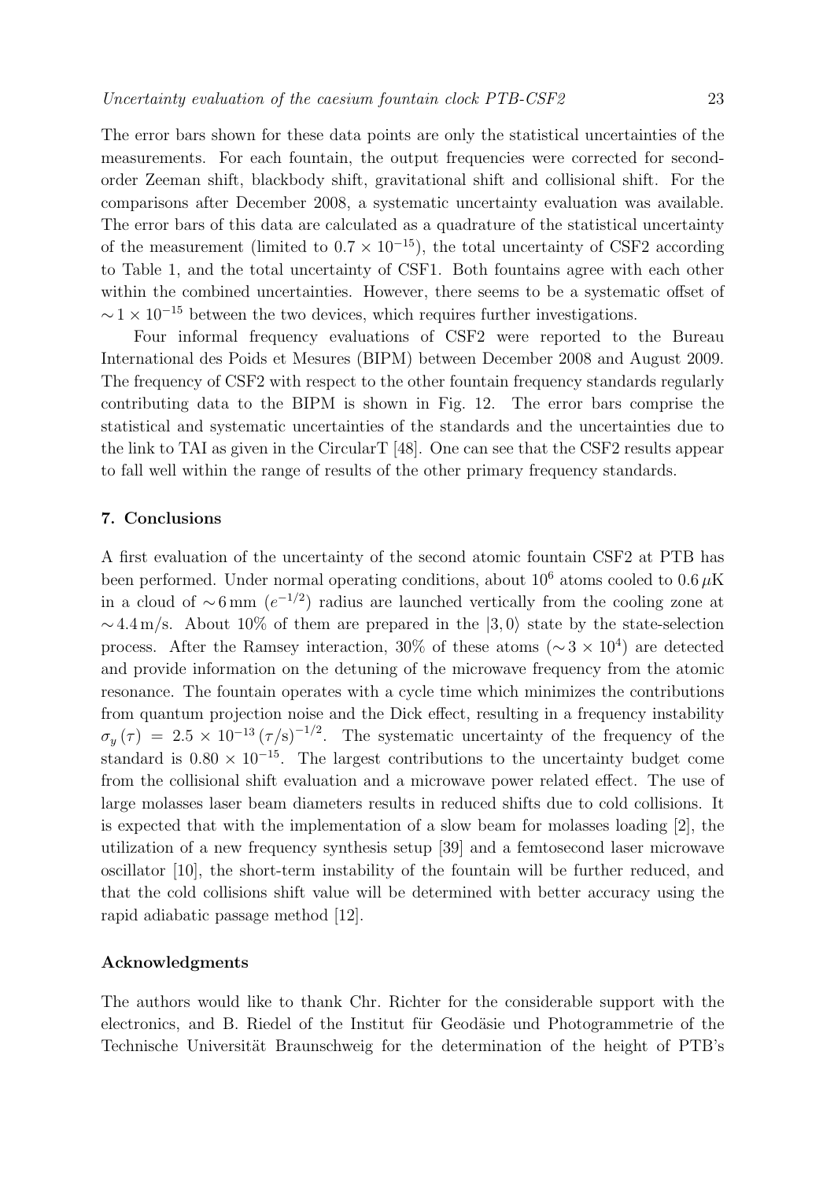The error bars shown for these data points are only the statistical uncertainties of the measurements. For each fountain, the output frequencies were corrected for second-order Zeeman shift, blackbody shift, gravitational shift and collisional shift. For the comparisons after December 2008, a systematic uncertainty evaluation was available. The error bars of this data are calculated as a quadrature of the statistical uncertainty of the measurement (limited to $0.7 \times 10^{-15}$), the total uncertainty of CSF2 according to Table 1, and the total uncertainty of CSF1. Both fountains agree with each other within the combined uncertainties. However, there seems to be a systematic offset of $\sim 1 \times 10^{-15}$ between the two devices, which requires further investigations.

Four informal frequency evaluations of CSF2 were reported to the Bureau International des Poids et Mesures (BIPM) between December 2008 and August 2009. The frequency of CSF2 with respect to the other fountain frequency standards regularly contributing data to the BIPM is shown in Fig. 12. The error bars comprise the statistical and systematic uncertainties of the standards and the uncertainties due to the link to TAI as given in the CircularT [48]. One can see that the CSF2 results appear to fall well within the range of results of the other primary frequency standards.

## 7. Conclusions

A first evaluation of the uncertainty of the second atomic fountain CSF2 at PTB has been performed. Under normal operating conditions, about $10^6$ atoms cooled to $0.6\,\mu$K in a cloud of $\sim 6$ mm ($e^{-1/2}$) radius are launched vertically from the cooling zone at $\sim 4.4$ m/s. About 10% of them are prepared in the $|3, 0\rangle$ state by the state-selection process. After the Ramsey interaction, 30% of these atoms ($\sim 3 \times 10^4$) are detected and provide information on the detuning of the microwave frequency from the atomic resonance. The fountain operates with a cycle time which minimizes the contributions from quantum projection noise and the Dick effect, resulting in a frequency instability $\sigma_y(\tau) = 2.5 \times 10^{-13} (\tau/\mathrm{s})^{-1/2}$. The systematic uncertainty of the frequency of the standard is $0.80 \times 10^{-15}$. The largest contributions to the uncertainty budget come from the collisional shift evaluation and a microwave power related effect. The use of large molasses laser beam diameters results in reduced shifts due to cold collisions. It is expected that with the implementation of a slow beam for molasses loading [2], the utilization of a new frequency synthesis setup [39] and a femtosecond laser microwave oscillator [10], the short-term instability of the fountain will be further reduced, and that the cold collisions shift value will be determined with better accuracy using the rapid adiabatic passage method [12].

### Acknowledgments

The authors would like to thank Chr. Richter for the considerable support with the electronics, and B. Riedel of the Institut für Geodäsie und Photogrammetrie of the Technische Universität Braunschweig for the determination of the height of PTB's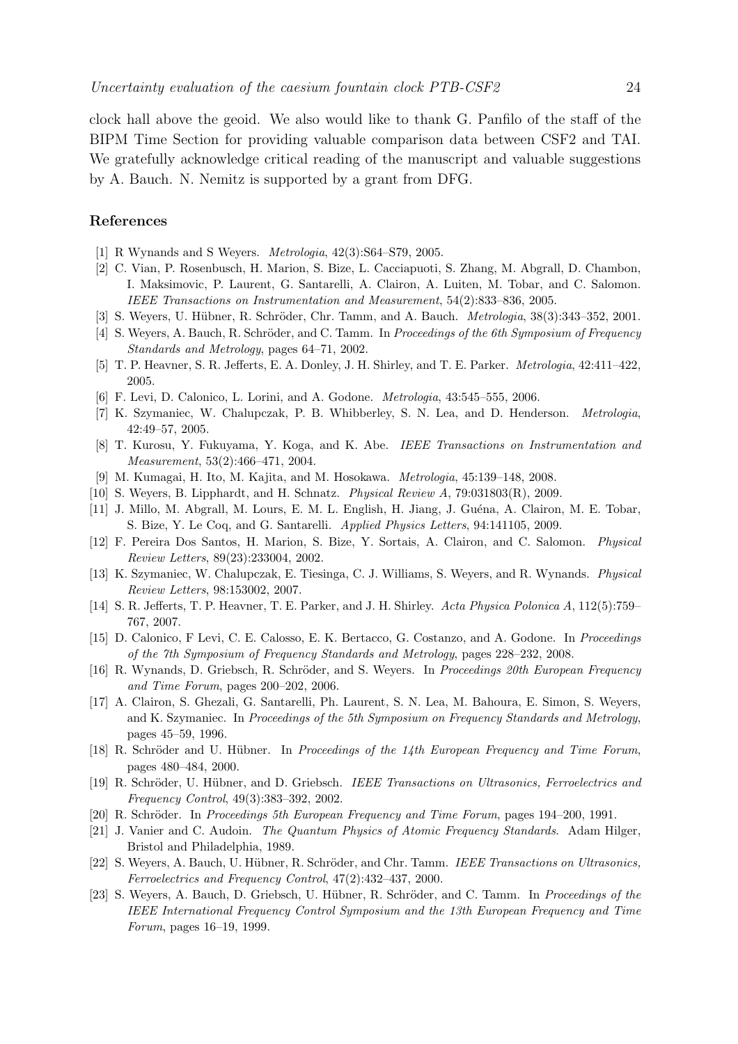clock hall above the geoid. We also would like to thank G. Panfilo of the staff of the BIPM Time Section for providing valuable comparison data between CSF2 and TAI. We gratefully acknowledge critical reading of the manuscript and valuable suggestions by A. Bauch. N. Nemitz is supported by a grant from DFG.

## References

[1] R Wynands and S Weyers. *Metrologia*, 42(3):S64–S79, 2005.

[2] C. Vian, P. Rosenbusch, H. Marion, S. Bize, L. Cacciapuoti, S. Zhang, M. Abgrall, D. Chambon, I. Maksimovic, P. Laurent, G. Santarelli, A. Clairon, A. Luiten, M. Tobar, and C. Salomon. *IEEE Transactions on Instrumentation and Measurement*, 54(2):833–836, 2005.

[3] S. Weyers, U. Hübner, R. Schröder, Chr. Tamm, and A. Bauch. *Metrologia*, 38(3):343–352, 2001.

[4] S. Weyers, A. Bauch, R. Schröder, and C. Tamm. In *Proceedings of the 6th Symposium of Frequency Standards and Metrology*, pages 64–71, 2002.

[5] T. P. Heavner, S. R. Jefferts, E. A. Donley, J. H. Shirley, and T. E. Parker. *Metrologia*, 42:411–422, 2005.

[6] F. Levi, D. Calonico, L. Lorini, and A. Godone. *Metrologia*, 43:545–555, 2006.

[7] K. Szymaniec, W. Chalupczak, P. B. Whibberley, S. N. Lea, and D. Henderson. *Metrologia*, 42:49–57, 2005.

[8] T. Kurosu, Y. Fukuyama, Y. Koga, and K. Abe. *IEEE Transactions on Instrumentation and Measurement*, 53(2):466–471, 2004.

[9] M. Kumagai, H. Ito, M. Kajita, and M. Hosokawa. *Metrologia*, 45:139–148, 2008.

[10] S. Weyers, B. Lipphardt, and H. Schnatz. *Physical Review A*, 79:031803(R), 2009.

[11] J. Millo, M. Abgrall, M. Lours, E. M. L. English, H. Jiang, J. Guéna, A. Clairon, M. E. Tobar, S. Bize, Y. Le Coq, and G. Santarelli. *Applied Physics Letters*, 94:141105, 2009.

[12] F. Pereira Dos Santos, H. Marion, S. Bize, Y. Sortais, A. Clairon, and C. Salomon. *Physical Review Letters*, 89(23):233004, 2002.

[13] K. Szymaniec, W. Chalupczak, E. Tiesinga, C. J. Williams, S. Weyers, and R. Wynands. *Physical Review Letters*, 98:153002, 2007.

[14] S. R. Jefferts, T. P. Heavner, T. E. Parker, and J. H. Shirley. *Acta Physica Polonica A*, 112(5):759–767, 2007.

[15] D. Calonico, F Levi, C. E. Calosso, E. K. Bertacco, G. Costanzo, and A. Godone. In *Proceedings of the 7th Symposium of Frequency Standards and Metrology*, pages 228–232, 2008.

[16] R. Wynands, D. Griebsch, R. Schröder, and S. Weyers. In *Proceedings 20th European Frequency and Time Forum*, pages 200–202, 2006.

[17] A. Clairon, S. Ghezali, G. Santarelli, Ph. Laurent, S. N. Lea, M. Bahoura, E. Simon, S. Weyers, and K. Szymaniec. In *Proceedings of the 5th Symposium on Frequency Standards and Metrology*, pages 45–59, 1996.

[18] R. Schröder and U. Hübner. In *Proceedings of the 14th European Frequency and Time Forum*, pages 480–484, 2000.

[19] R. Schröder, U. Hübner, and D. Griebsch. *IEEE Transactions on Ultrasonics, Ferroelectrics and Frequency Control*, 49(3):383–392, 2002.

[20] R. Schröder. In *Proceedings 5th European Frequency and Time Forum*, pages 194–200, 1991.

[21] J. Vanier and C. Audoin. *The Quantum Physics of Atomic Frequency Standards*. Adam Hilger, Bristol and Philadelphia, 1989.

[22] S. Weyers, A. Bauch, U. Hübner, R. Schröder, and Chr. Tamm. *IEEE Transactions on Ultrasonics, Ferroelectrics and Frequency Control*, 47(2):432–437, 2000.

[23] S. Weyers, A. Bauch, D. Griebsch, U. Hübner, R. Schröder, and C. Tamm. In *Proceedings of the IEEE International Frequency Control Symposium and the 13th European Frequency and Time Forum*, pages 16–19, 1999.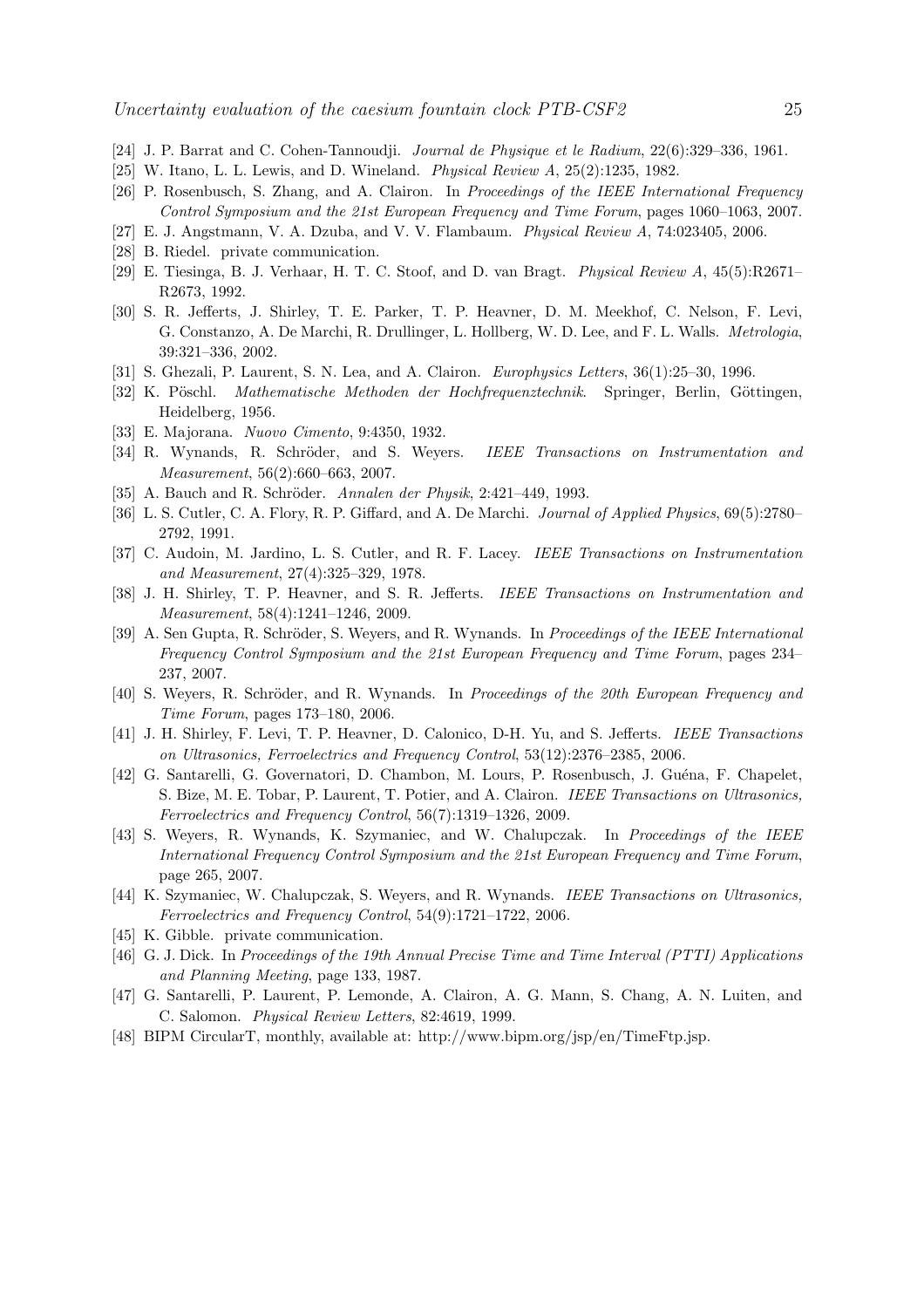[24] J. P. Barrat and C. Cohen-Tannoudji. *Journal de Physique et le Radium*, 22(6):329–336, 1961.

[25] W. Itano, L. L. Lewis, and D. Wineland. *Physical Review A*, 25(2):1235, 1982.

[26] P. Rosenbusch, S. Zhang, and A. Clairon. In *Proceedings of the IEEE International Frequency Control Symposium and the 21st European Frequency and Time Forum*, pages 1060–1063, 2007.

[27] E. J. Angstmann, V. A. Dzuba, and V. V. Flambaum. *Physical Review A*, 74:023405, 2006.

[28] B. Riedel. private communication.

[29] E. Tiesinga, B. J. Verhaar, H. T. C. Stoof, and D. van Bragt. *Physical Review A*, 45(5):R2671–R2673, 1992.

[30] S. R. Jefferts, J. Shirley, T. E. Parker, T. P. Heavner, D. M. Meekhof, C. Nelson, F. Levi, G. Constanzo, A. De Marchi, R. Drullinger, L. Hollberg, W. D. Lee, and F. L. Walls. *Metrologia*, 39:321–336, 2002.

[31] S. Ghezali, P. Laurent, S. N. Lea, and A. Clairon. *Europhysics Letters*, 36(1):25–30, 1996.

[32] K. Pöschl. *Mathematische Methoden der Hochfrequenztechnik*. Springer, Berlin, Göttingen, Heidelberg, 1956.

[33] E. Majorana. *Nuovo Cimento*, 9:4350, 1932.

[34] R. Wynands, R. Schröder, and S. Weyers. *IEEE Transactions on Instrumentation and Measurement*, 56(2):660–663, 2007.

[35] A. Bauch and R. Schröder. *Annalen der Physik*, 2:421–449, 1993.

[36] L. S. Cutler, C. A. Flory, R. P. Giffard, and A. De Marchi. *Journal of Applied Physics*, 69(5):2780–2792, 1991.

[37] C. Audoin, M. Jardino, L. S. Cutler, and R. F. Lacey. *IEEE Transactions on Instrumentation and Measurement*, 27(4):325–329, 1978.

[38] J. H. Shirley, T. P. Heavner, and S. R. Jefferts. *IEEE Transactions on Instrumentation and Measurement*, 58(4):1241–1246, 2009.

[39] A. Sen Gupta, R. Schröder, S. Weyers, and R. Wynands. In *Proceedings of the IEEE International Frequency Control Symposium and the 21st European Frequency and Time Forum*, pages 234–237, 2007.

[40] S. Weyers, R. Schröder, and R. Wynands. In *Proceedings of the 20th European Frequency and Time Forum*, pages 173–180, 2006.

[41] J. H. Shirley, F. Levi, T. P. Heavner, D. Calonico, D-H. Yu, and S. Jefferts. *IEEE Transactions on Ultrasonics, Ferroelectrics and Frequency Control*, 53(12):2376–2385, 2006.

[42] G. Santarelli, G. Governatori, D. Chambon, M. Lours, P. Rosenbusch, J. Guéna, F. Chapelet, S. Bize, M. E. Tobar, P. Laurent, T. Potier, and A. Clairon. *IEEE Transactions on Ultrasonics, Ferroelectrics and Frequency Control*, 56(7):1319–1326, 2009.

[43] S. Weyers, R. Wynands, K. Szymaniec, and W. Chalupczak. In *Proceedings of the IEEE International Frequency Control Symposium and the 21st European Frequency and Time Forum*, page 265, 2007.

[44] K. Szymaniec, W. Chalupczak, S. Weyers, and R. Wynands. *IEEE Transactions on Ultrasonics, Ferroelectrics and Frequency Control*, 54(9):1721–1722, 2006.

[45] K. Gibble. private communication.

[46] G. J. Dick. In *Proceedings of the 19th Annual Precise Time and Time Interval (PTTI) Applications and Planning Meeting*, page 133, 1987.

[47] G. Santarelli, P. Laurent, P. Lemonde, A. Clairon, A. G. Mann, S. Chang, A. N. Luiten, and C. Salomon. *Physical Review Letters*, 82:4619, 1999.

[48] BIPM CircularT, monthly, available at: http://www.bipm.org/jsp/en/TimeFtp.jsp.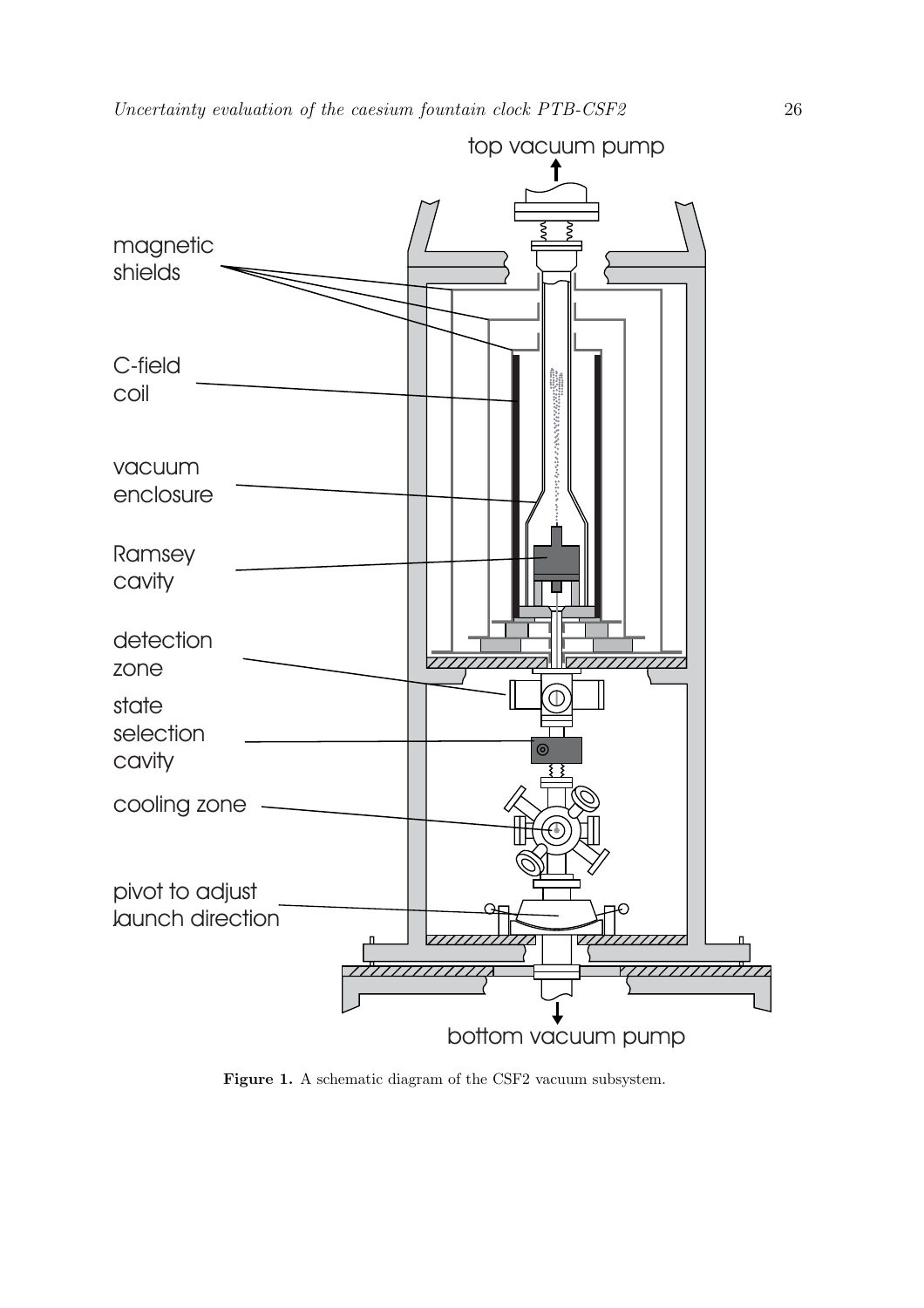**Figure 1.** A schematic diagram of the CSF2 vacuum subsystem.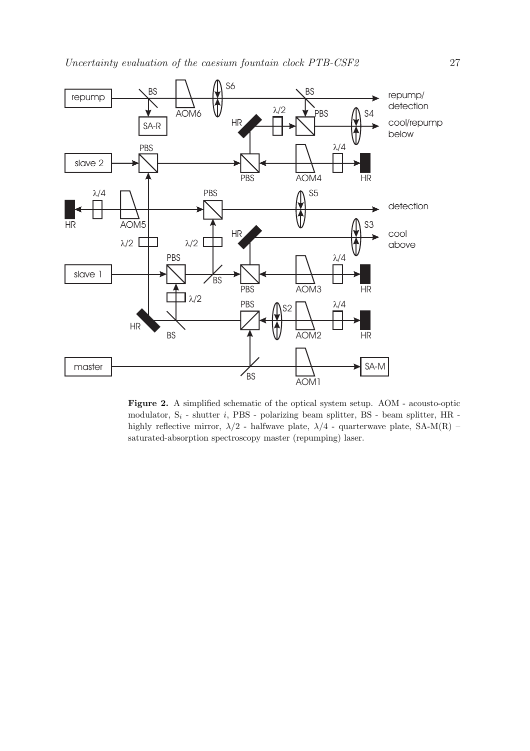**Figure 2.** A simplified schematic of the optical system setup. AOM - acousto-optic modulator, $S_i$ - shutter $i$, PBS - polarizing beam splitter, BS - beam splitter, HR - highly reflective mirror, $\lambda/2$ - halfwave plate, $\lambda/4$ - quarterwave plate, SA-M(R) – saturated-absorption spectroscopy master (repumping) laser.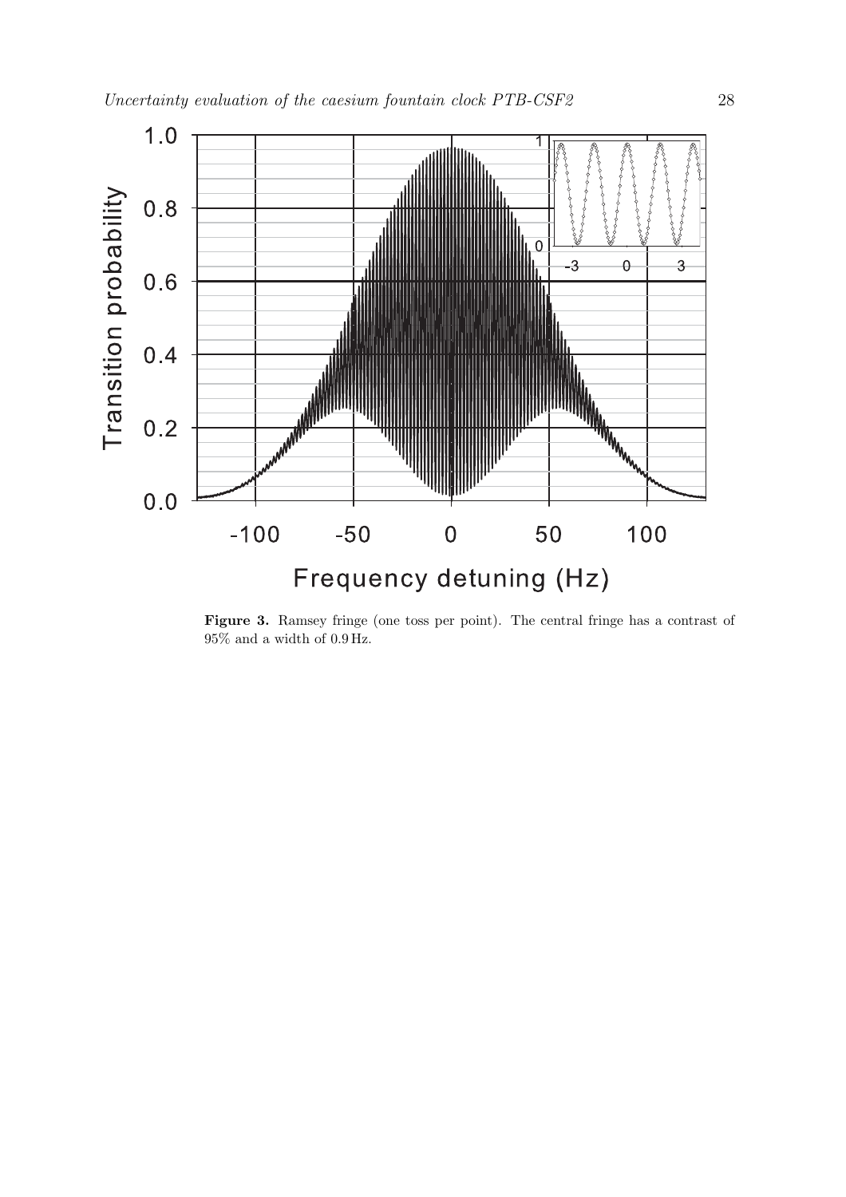**Figure 3.** Ramsey fringe (one toss per point). The central fringe has a contrast of 95% and a width of 0.9 Hz.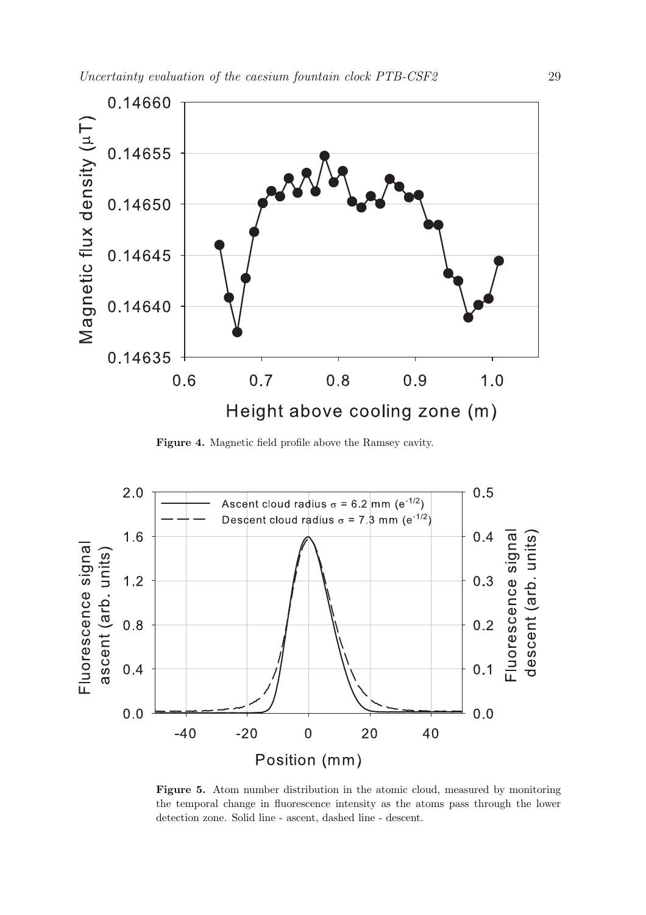Figure 4. Magnetic field profile above the Ramsey cavity.

Figure 5. Atom number distribution in the atomic cloud, measured by monitoring the temporal change in fluorescence intensity as the atoms pass through the lower detection zone. Solid line - ascent, dashed line - descent.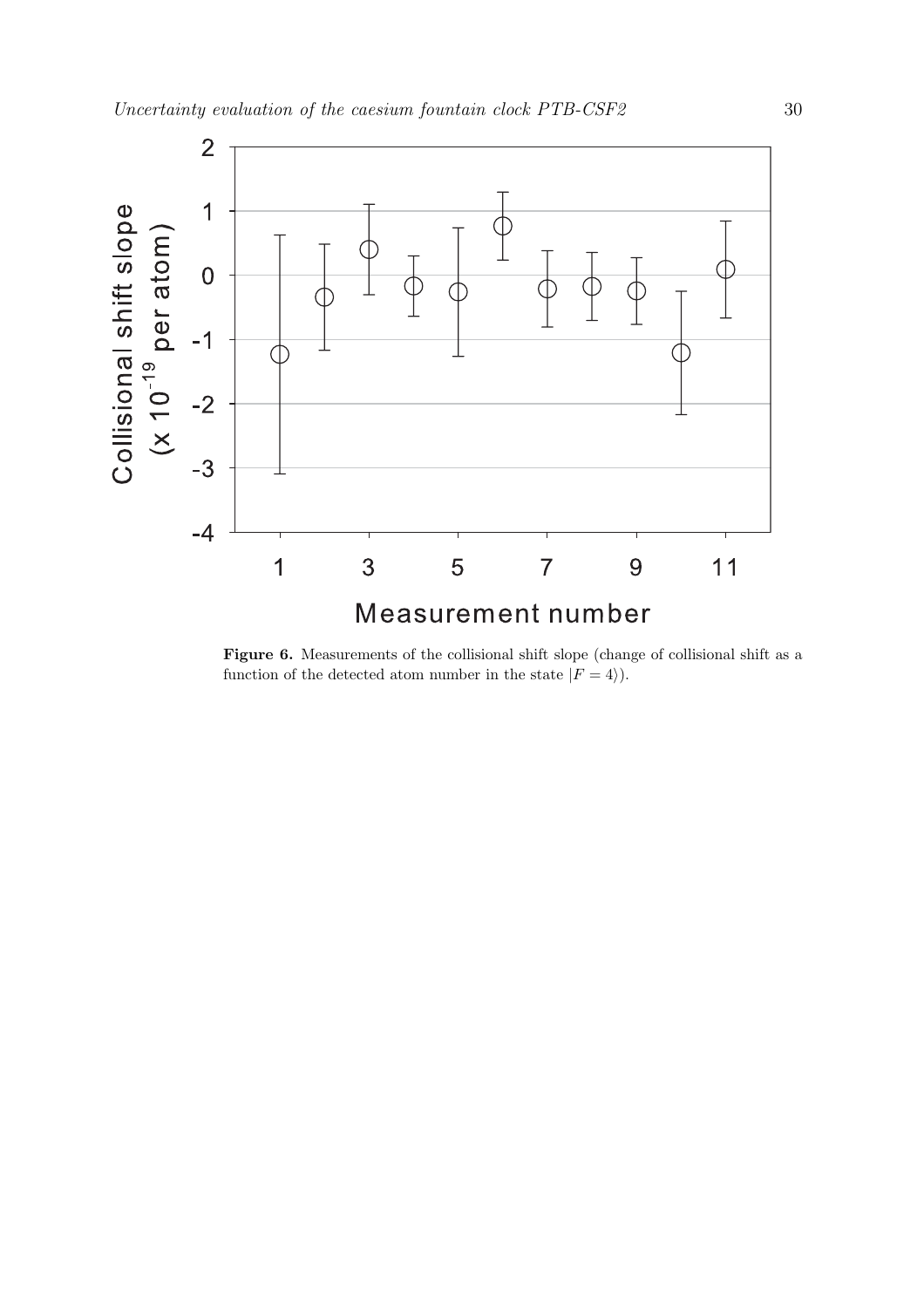**Figure 6.** Measurements of the collisional shift slope (change of collisional shift as a function of the detected atom number in the state $|F = 4\rangle$).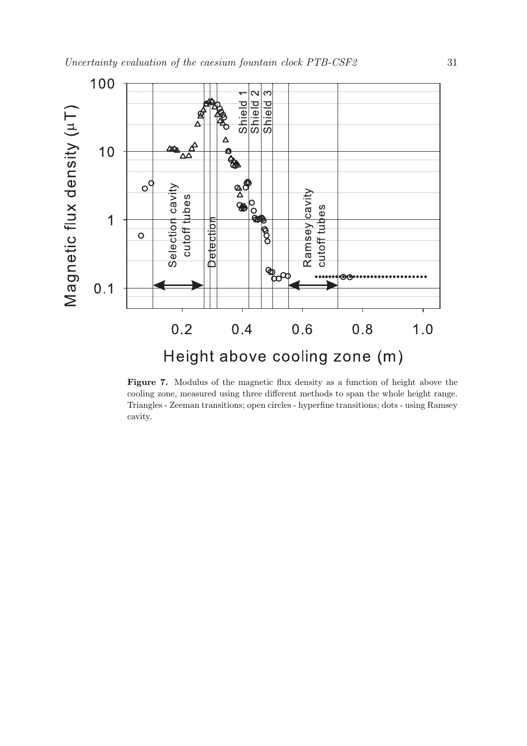Figure 7. Modulus of the magnetic flux density as a function of height above the cooling zone, measured using three different methods to span the whole height range. Triangles - Zeeman transitions; open circles - hyperfine transitions; dots - using Ramsey cavity.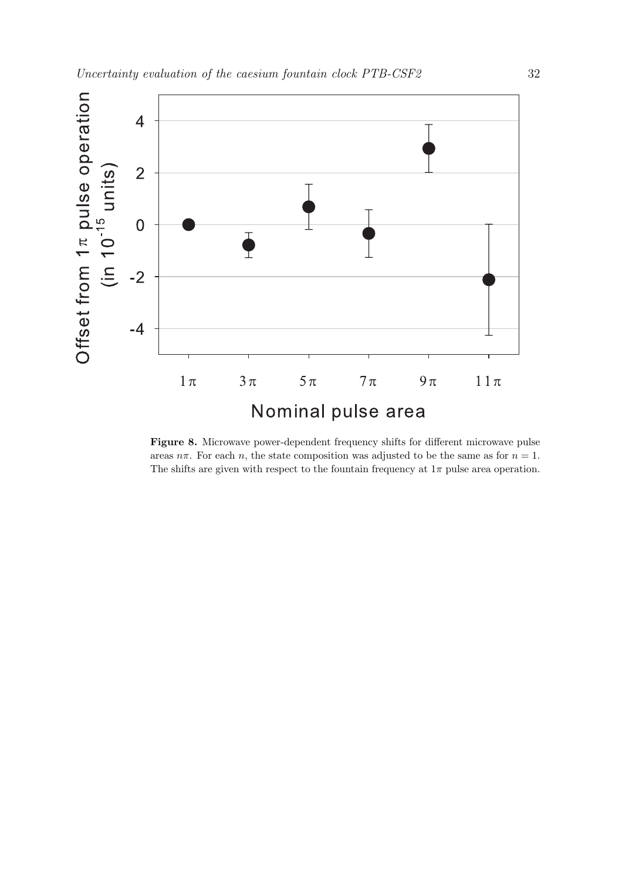**Figure 8.** Microwave power-dependent frequency shifts for different microwave pulse areas $n\pi$. For each $n$, the state composition was adjusted to be the same as for $n = 1$. The shifts are given with respect to the fountain frequency at $1\pi$ pulse area operation.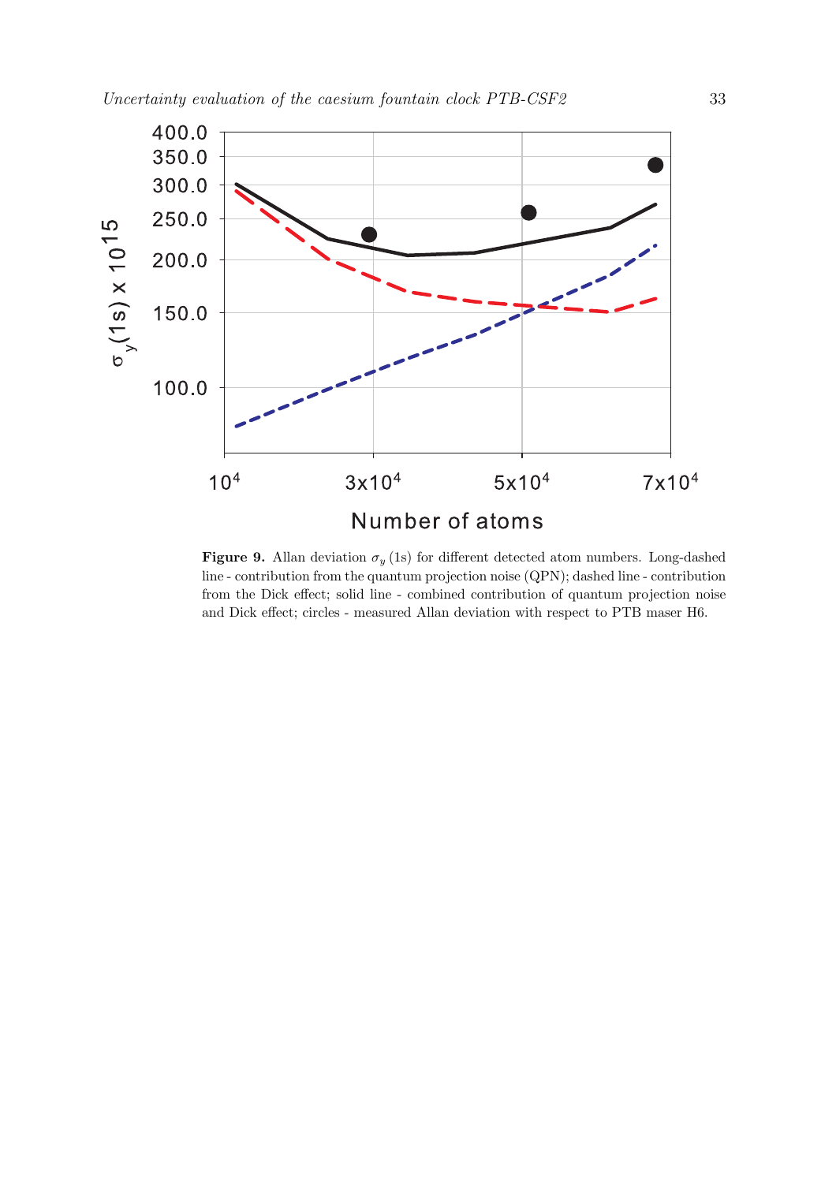**Figure 9.** Allan deviation $\sigma_y\,(1\mathrm{s})$ for different detected atom numbers. Long-dashed line - contribution from the quantum projection noise (QPN); dashed line - contribution from the Dick effect; solid line - combined contribution of quantum projection noise and Dick effect; circles - measured Allan deviation with respect to PTB maser H6.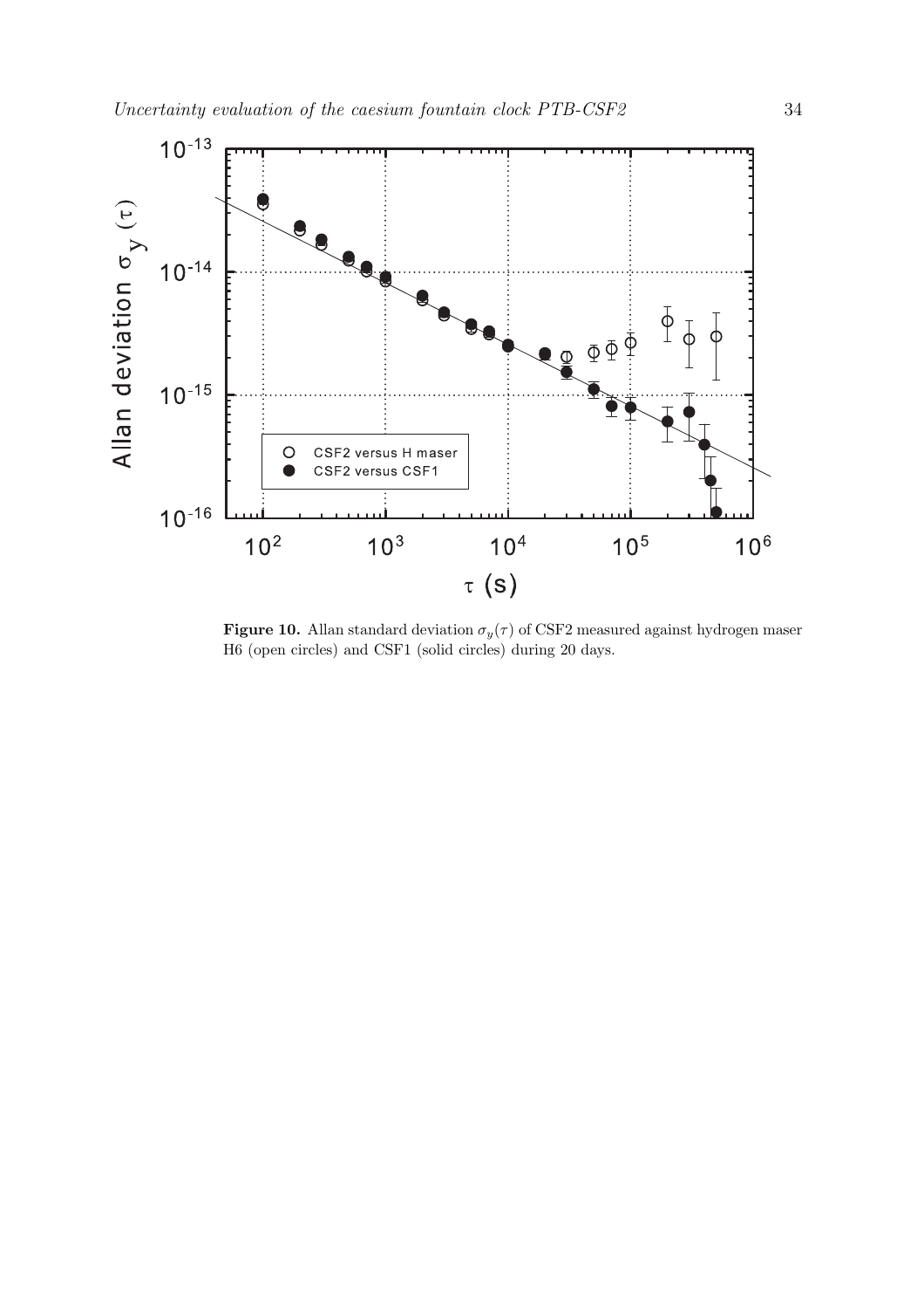**Figure 10.** Allan standard deviation $\sigma_y(\tau)$ of CSF2 measured against hydrogen maser H6 (open circles) and CSF1 (solid circles) during 20 days.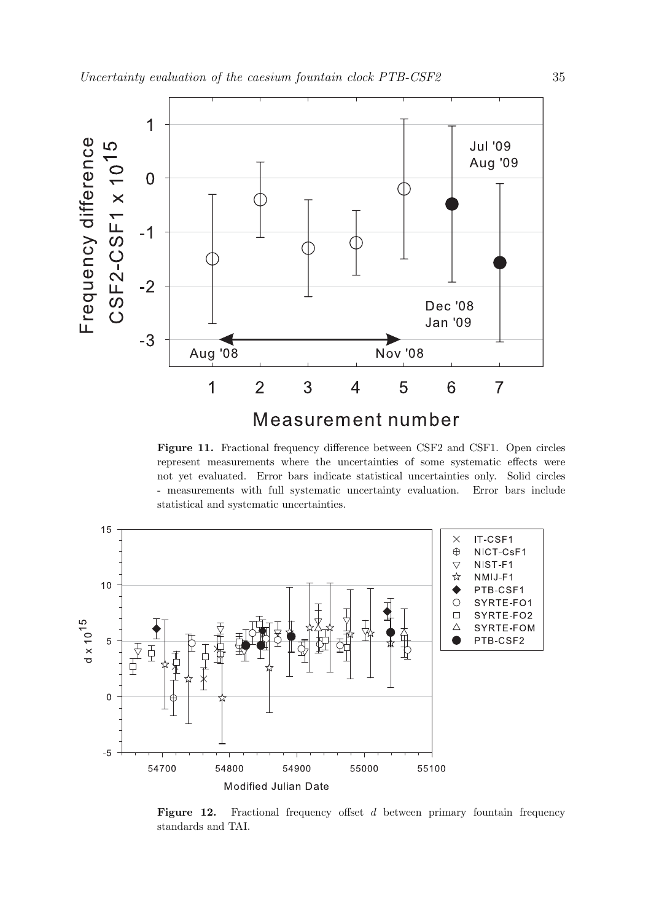Frequency difference CSF2-CSF1 x $10^{15}$

1
0
-1
-2
-3

Jul '09
Aug '09

Dec '08
Jan '09

Aug '08
Nov '08

1 2 3 4 5 6 7

Measurement number

**Figure 11.** Fractional frequency difference between CSF2 and CSF1. Open circles represent measurements where the uncertainties of some systematic effects were not yet evaluated. Error bars indicate statistical uncertainties only. Solid circles - measurements with full systematic uncertainty evaluation. Error bars include statistical and systematic uncertainties.

d x $10^{15}$

15
10
5
0
-5

54700 54800 54900 55000 55100

Modified Julian Date

IT-CSF1
NICT-CsF1
NIST-F1
NMIJ-F1
PTB-CSF1
SYRTE-FO1
SYRTE-FO2
SYRTE-FOM
PTB-CSF2

**Figure 12.** Fractional frequency offset $d$ between primary fountain frequency standards and TAI.